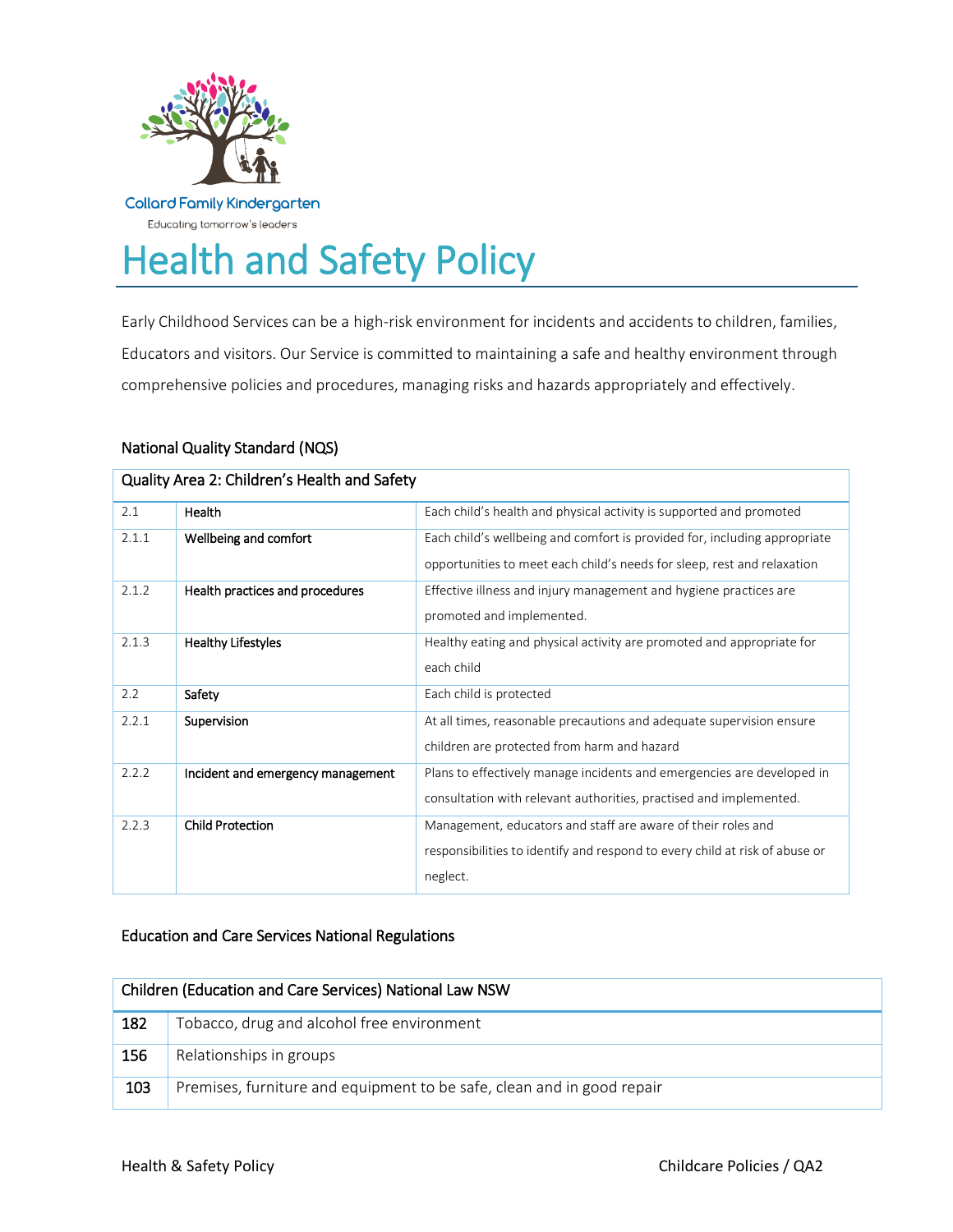Collard Family Kindergarten

Educating tomorrow's leaders

# Health and Safety Policy

Early Childhood Services can be a high-risk environment for incidents and accidents to children, families, Educators and visitors. Our Service is committed to maintaining a safe and healthy environment through comprehensive policies and procedures, managing risks and hazards appropriately and effectively.

## National Quality Standard (NQS)

| Quality Area 2: Children's Health and Safety | | |
|---|---|---|
| 2.1 | **Health** | Each child's health and physical activity is supported and promoted |
| 2.1.1 | **Wellbeing and comfort** | Each child's wellbeing and comfort is provided for, including appropriate opportunities to meet each child's needs for sleep, rest and relaxation |
| 2.1.2 | **Health practices and procedures** | Effective illness and injury management and hygiene practices are promoted and implemented. |
| 2.1.3 | **Healthy Lifestyles** | Healthy eating and physical activity are promoted and appropriate for each child |
| 2.2 | **Safety** | Each child is protected |
| 2.2.1 | **Supervision** | At all times, reasonable precautions and adequate supervision ensure children are protected from harm and hazard |
| 2.2.2 | **Incident and emergency management** | Plans to effectively manage incidents and emergencies are developed in consultation with relevant authorities, practised and implemented. |
| 2.2.3 | **Child Protection** | Management, educators and staff are aware of their roles and responsibilities to identify and respond to every child at risk of abuse or neglect. |

## Education and Care Services National Regulations

| Children (Education and Care Services) National Law NSW | |
|---|---|
| **182** | Tobacco, drug and alcohol free environment |
| **156** | Relationships in groups |
| **103** | Premises, furniture and equipment to be safe, clean and in good repair |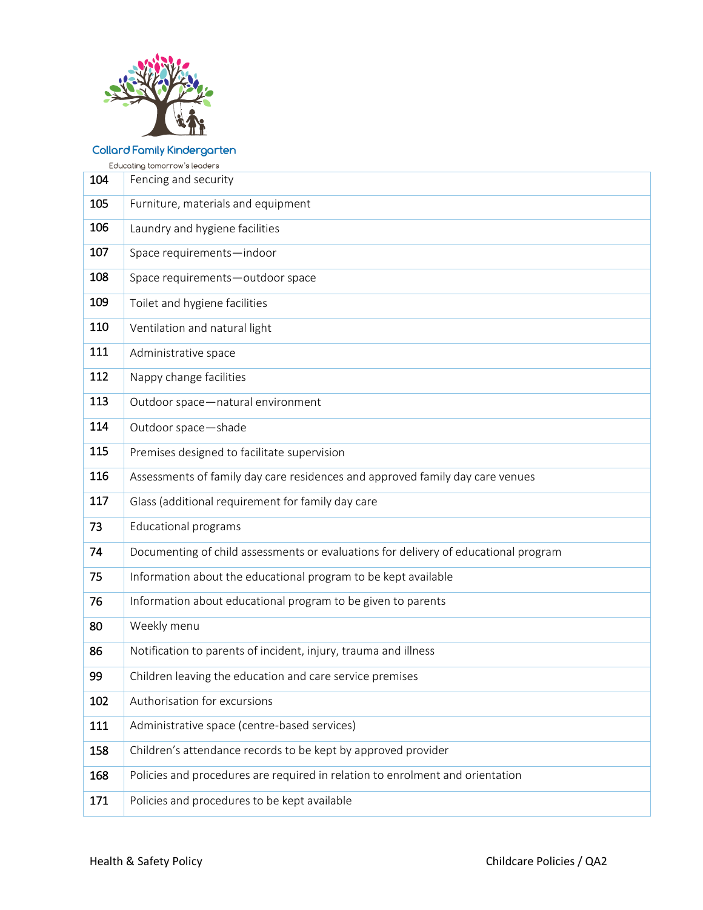| | |
|---|---|
| 104 | Fencing and security |
| 105 | Furniture, materials and equipment |
| 106 | Laundry and hygiene facilities |
| 107 | Space requirements—indoor |
| 108 | Space requirements—outdoor space |
| 109 | Toilet and hygiene facilities |
| 110 | Ventilation and natural light |
| 111 | Administrative space |
| 112 | Nappy change facilities |
| 113 | Outdoor space—natural environment |
| 114 | Outdoor space—shade |
| 115 | Premises designed to facilitate supervision |
| 116 | Assessments of family day care residences and approved family day care venues |
| 117 | Glass (additional requirement for family day care |
| 73 | Educational programs |
| 74 | Documenting of child assessments or evaluations for delivery of educational program |
| 75 | Information about the educational program to be kept available |
| 76 | Information about educational program to be given to parents |
| 80 | Weekly menu |
| 86 | Notification to parents of incident, injury, trauma and illness |
| 99 | Children leaving the education and care service premises |
| 102 | Authorisation for excursions |
| 111 | Administrative space (centre-based services) |
| 158 | Children's attendance records to be kept by approved provider |
| 168 | Policies and procedures are required in relation to enrolment and orientation |
| 171 | Policies and procedures to be kept available |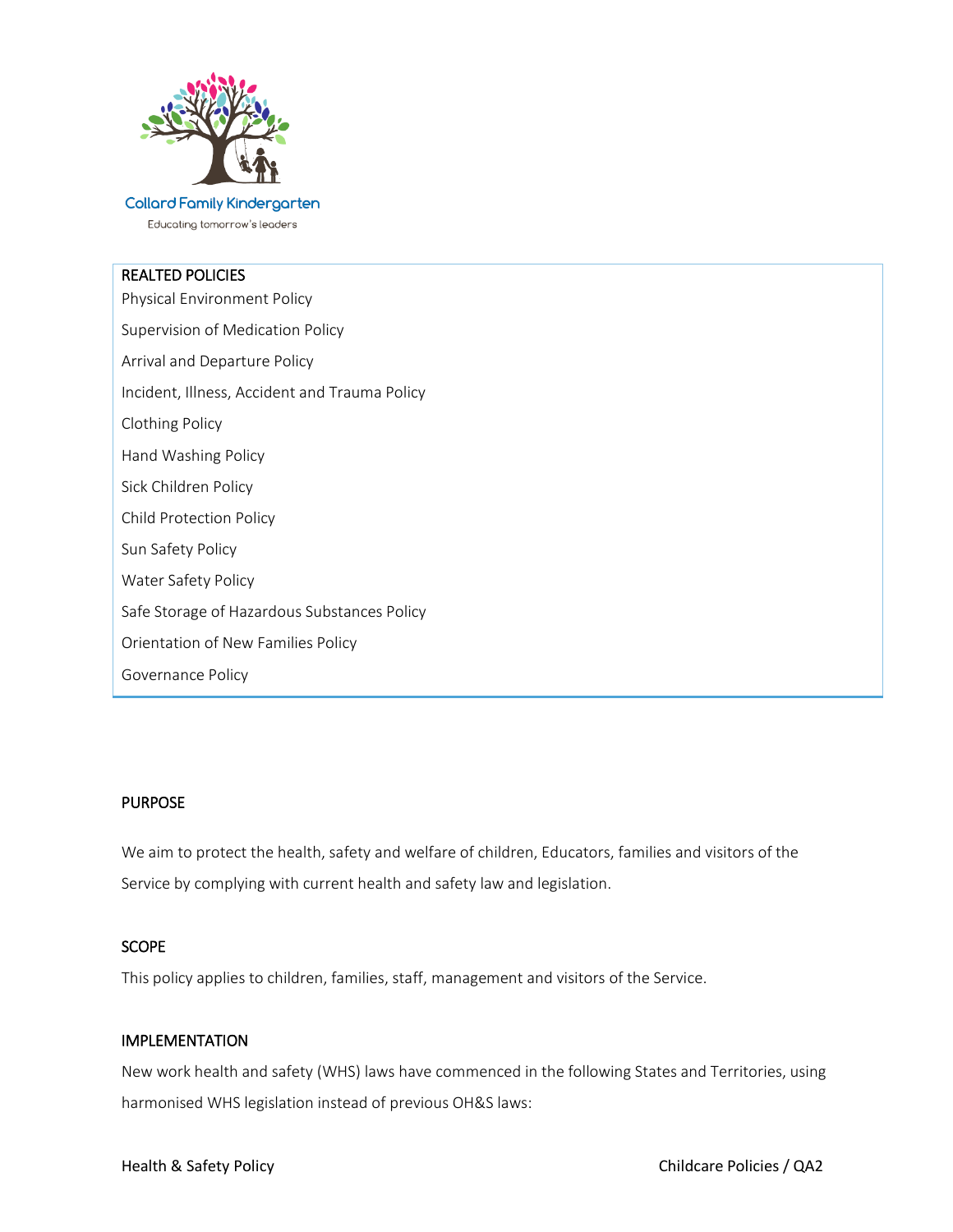REALTED POLICIES

Physical Environment Policy

Supervision of Medication Policy

Arrival and Departure Policy

Incident, Illness, Accident and Trauma Policy

Clothing Policy

Hand Washing Policy

Sick Children Policy

Child Protection Policy

Sun Safety Policy

Water Safety Policy

Safe Storage of Hazardous Substances Policy

Orientation of New Families Policy

Governance Policy

## PURPOSE

We aim to protect the health, safety and welfare of children, Educators, families and visitors of the Service by complying with current health and safety law and legislation.

## SCOPE

This policy applies to children, families, staff, management and visitors of the Service.

## IMPLEMENTATION

New work health and safety (WHS) laws have commenced in the following States and Territories, using harmonised WHS legislation instead of previous OH&S laws: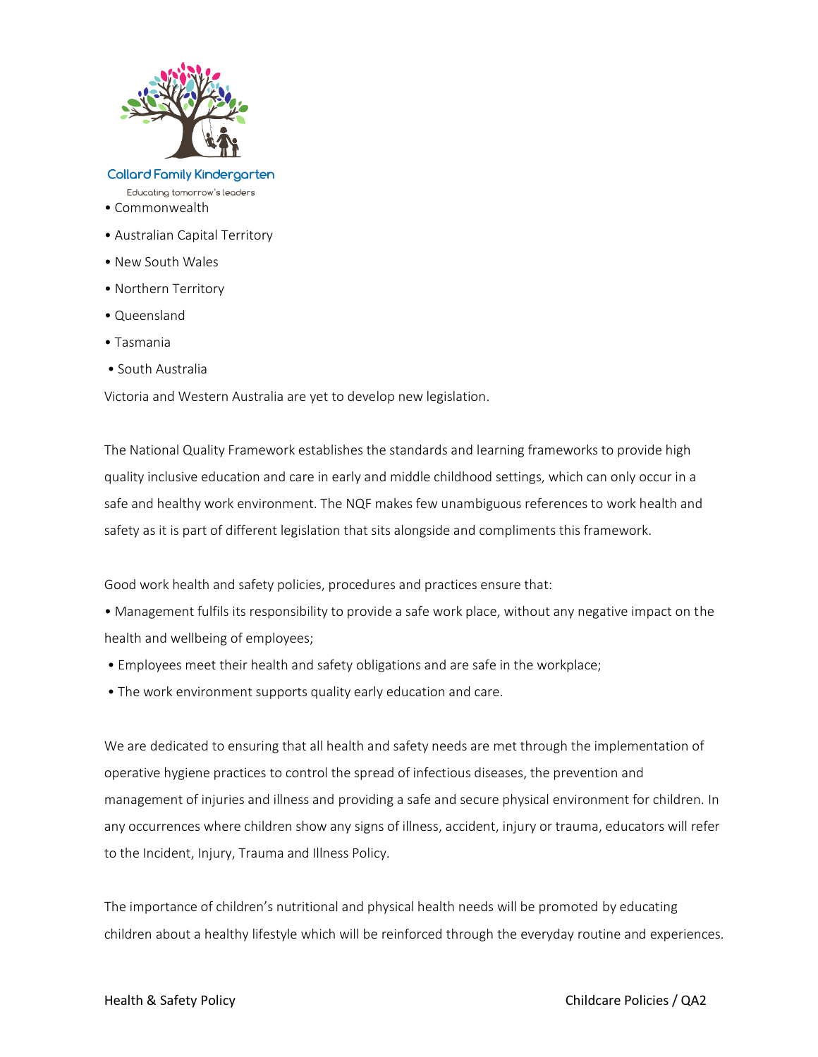- Commonwealth
- Australian Capital Territory
- New South Wales
- Northern Territory
- Queensland
- Tasmania
- South Australia

Victoria and Western Australia are yet to develop new legislation.

The National Quality Framework establishes the standards and learning frameworks to provide high quality inclusive education and care in early and middle childhood settings, which can only occur in a safe and healthy work environment. The NQF makes few unambiguous references to work health and safety as it is part of different legislation that sits alongside and compliments this framework.

Good work health and safety policies, procedures and practices ensure that:

- Management fulfils its responsibility to provide a safe work place, without any negative impact on the health and wellbeing of employees;
- Employees meet their health and safety obligations and are safe in the workplace;
- The work environment supports quality early education and care.

We are dedicated to ensuring that all health and safety needs are met through the implementation of operative hygiene practices to control the spread of infectious diseases, the prevention and management of injuries and illness and providing a safe and secure physical environment for children. In any occurrences where children show any signs of illness, accident, injury or trauma, educators will refer to the Incident, Injury, Trauma and Illness Policy.

The importance of children's nutritional and physical health needs will be promoted by educating children about a healthy lifestyle which will be reinforced through the everyday routine and experiences.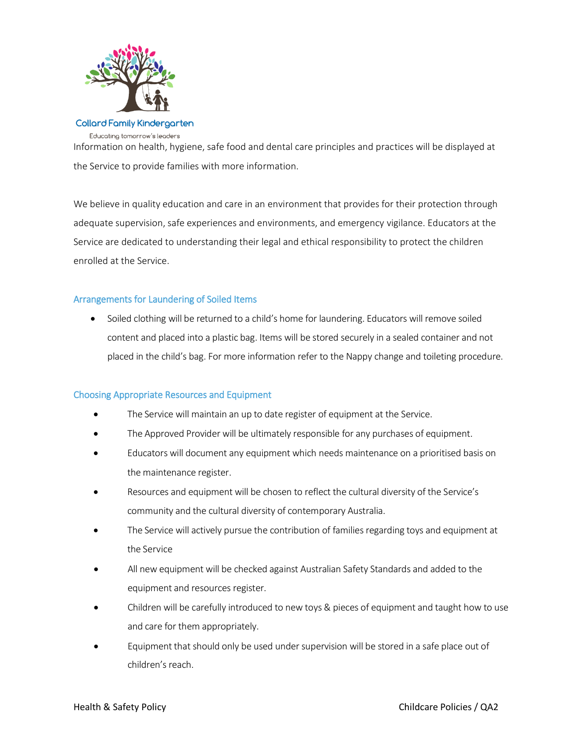Information on health, hygiene, safe food and dental care principles and practices will be displayed at the Service to provide families with more information.

We believe in quality education and care in an environment that provides for their protection through adequate supervision, safe experiences and environments, and emergency vigilance. Educators at the Service are dedicated to understanding their legal and ethical responsibility to protect the children enrolled at the Service.

## Arrangements for Laundering of Soiled Items

- Soiled clothing will be returned to a child's home for laundering. Educators will remove soiled content and placed into a plastic bag. Items will be stored securely in a sealed container and not placed in the child's bag. For more information refer to the Nappy change and toileting procedure.

## Choosing Appropriate Resources and Equipment

- The Service will maintain an up to date register of equipment at the Service.
- The Approved Provider will be ultimately responsible for any purchases of equipment.
- Educators will document any equipment which needs maintenance on a prioritised basis on the maintenance register.
- Resources and equipment will be chosen to reflect the cultural diversity of the Service's community and the cultural diversity of contemporary Australia.
- The Service will actively pursue the contribution of families regarding toys and equipment at the Service
- All new equipment will be checked against Australian Safety Standards and added to the equipment and resources register.
- Children will be carefully introduced to new toys & pieces of equipment and taught how to use and care for them appropriately.
- Equipment that should only be used under supervision will be stored in a safe place out of children's reach.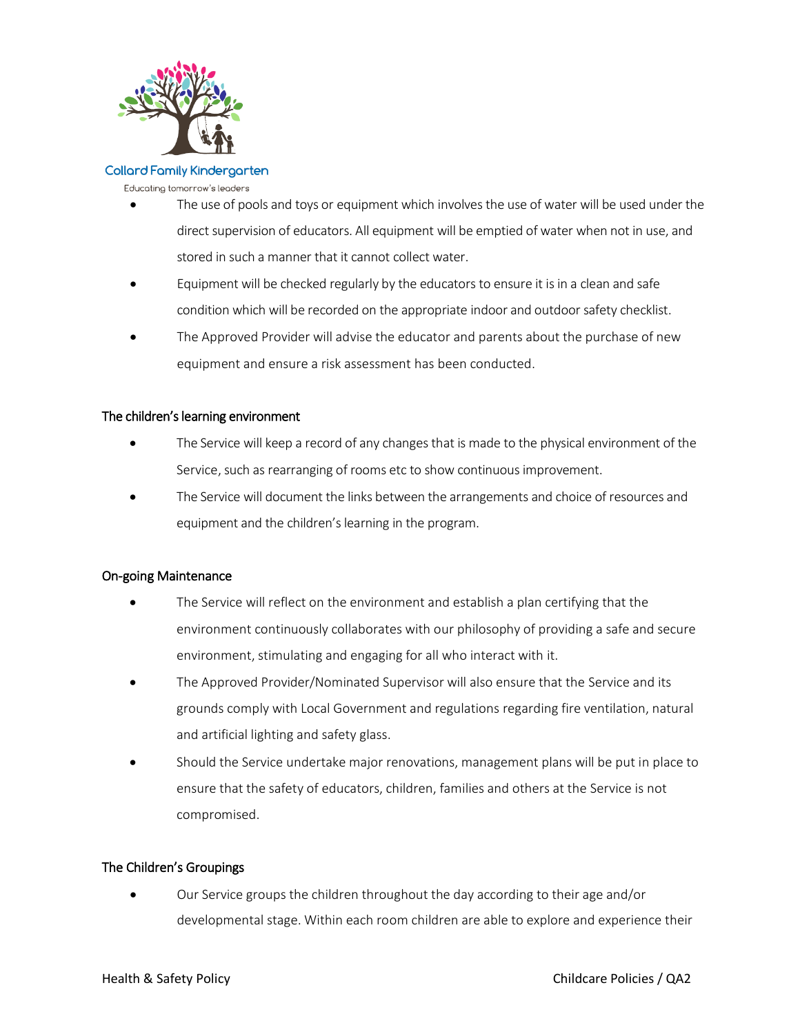- The use of pools and toys or equipment which involves the use of water will be used under the direct supervision of educators. All equipment will be emptied of water when not in use, and stored in such a manner that it cannot collect water.
- Equipment will be checked regularly by the educators to ensure it is in a clean and safe condition which will be recorded on the appropriate indoor and outdoor safety checklist.
- The Approved Provider will advise the educator and parents about the purchase of new equipment and ensure a risk assessment has been conducted.

### The children's learning environment

- The Service will keep a record of any changes that is made to the physical environment of the Service, such as rearranging of rooms etc to show continuous improvement.
- The Service will document the links between the arrangements and choice of resources and equipment and the children's learning in the program.

### On-going Maintenance

- The Service will reflect on the environment and establish a plan certifying that the environment continuously collaborates with our philosophy of providing a safe and secure environment, stimulating and engaging for all who interact with it.
- The Approved Provider/Nominated Supervisor will also ensure that the Service and its grounds comply with Local Government and regulations regarding fire ventilation, natural and artificial lighting and safety glass.
- Should the Service undertake major renovations, management plans will be put in place to ensure that the safety of educators, children, families and others at the Service is not compromised.

### The Children's Groupings

- Our Service groups the children throughout the day according to their age and/or developmental stage. Within each room children are able to explore and experience their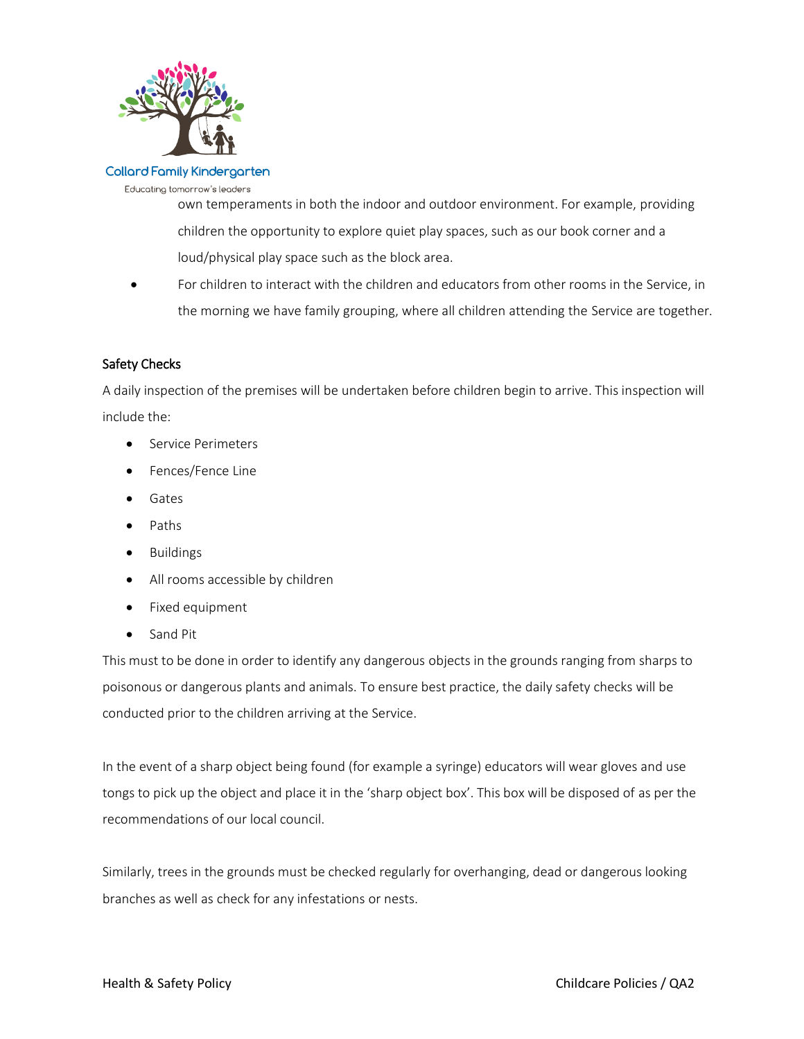own temperaments in both the indoor and outdoor environment. For example, providing children the opportunity to explore quiet play spaces, such as our book corner and a loud/physical play space such as the block area.

- For children to interact with the children and educators from other rooms in the Service, in the morning we have family grouping, where all children attending the Service are together.

### Safety Checks

A daily inspection of the premises will be undertaken before children begin to arrive. This inspection will include the:

- Service Perimeters
- Fences/Fence Line
- Gates
- Paths
- Buildings
- All rooms accessible by children
- Fixed equipment
- Sand Pit

This must to be done in order to identify any dangerous objects in the grounds ranging from sharps to poisonous or dangerous plants and animals. To ensure best practice, the daily safety checks will be conducted prior to the children arriving at the Service.

In the event of a sharp object being found (for example a syringe) educators will wear gloves and use tongs to pick up the object and place it in the 'sharp object box'. This box will be disposed of as per the recommendations of our local council.

Similarly, trees in the grounds must be checked regularly for overhanging, dead or dangerous looking branches as well as check for any infestations or nests.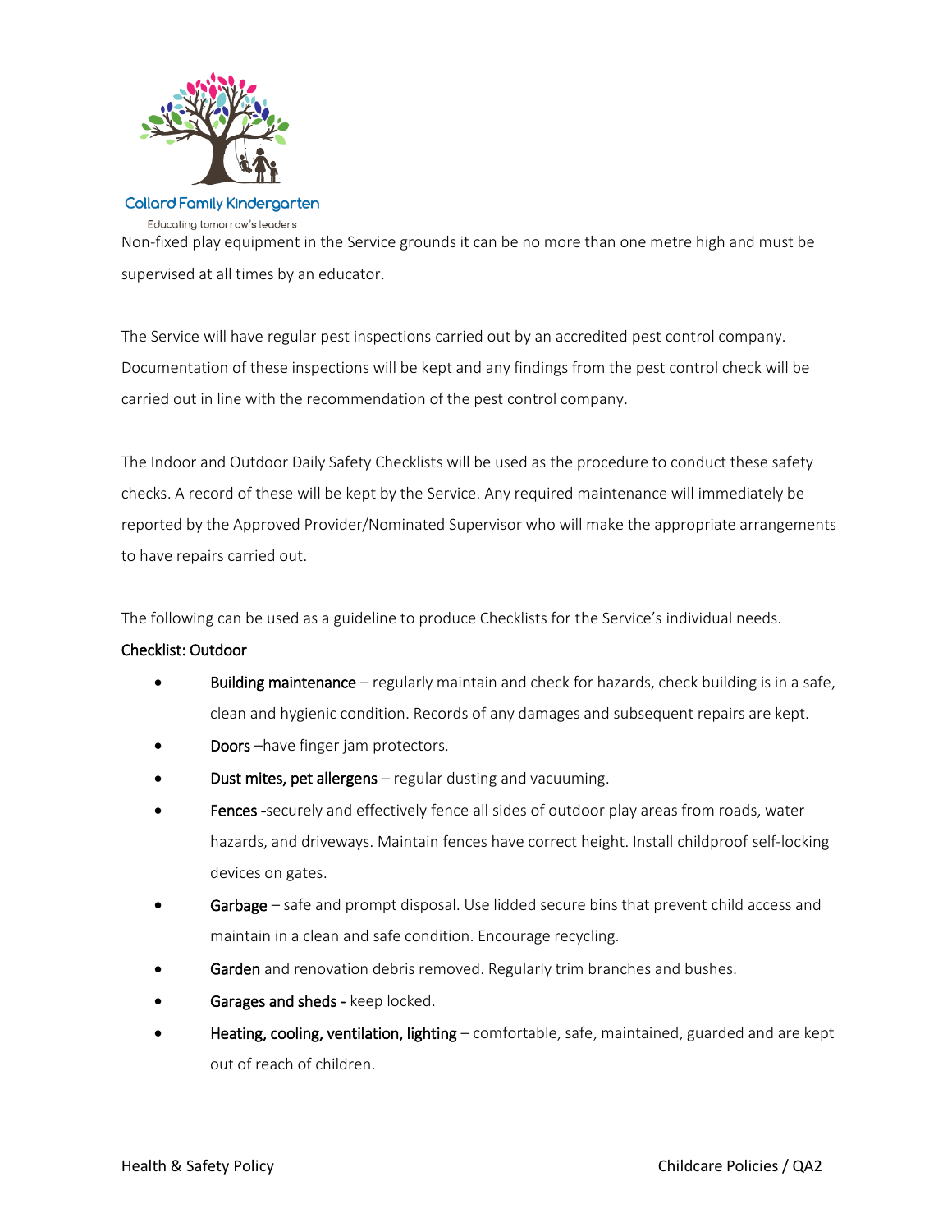Non-fixed play equipment in the Service grounds it can be no more than one metre high and must be supervised at all times by an educator.

The Service will have regular pest inspections carried out by an accredited pest control company. Documentation of these inspections will be kept and any findings from the pest control check will be carried out in line with the recommendation of the pest control company.

The Indoor and Outdoor Daily Safety Checklists will be used as the procedure to conduct these safety checks. A record of these will be kept by the Service. Any required maintenance will immediately be reported by the Approved Provider/Nominated Supervisor who will make the appropriate arrangements to have repairs carried out.

The following can be used as a guideline to produce Checklists for the Service's individual needs.

Checklist: Outdoor

- Building maintenance – regularly maintain and check for hazards, check building is in a safe, clean and hygienic condition. Records of any damages and subsequent repairs are kept.
- Doors –have finger jam protectors.
- Dust mites, pet allergens – regular dusting and vacuuming.
- Fences -securely and effectively fence all sides of outdoor play areas from roads, water hazards, and driveways. Maintain fences have correct height. Install childproof self-locking devices on gates.
- Garbage – safe and prompt disposal. Use lidded secure bins that prevent child access and maintain in a clean and safe condition. Encourage recycling.
- Garden and renovation debris removed. Regularly trim branches and bushes.
- Garages and sheds - keep locked.
- Heating, cooling, ventilation, lighting – comfortable, safe, maintained, guarded and are kept out of reach of children.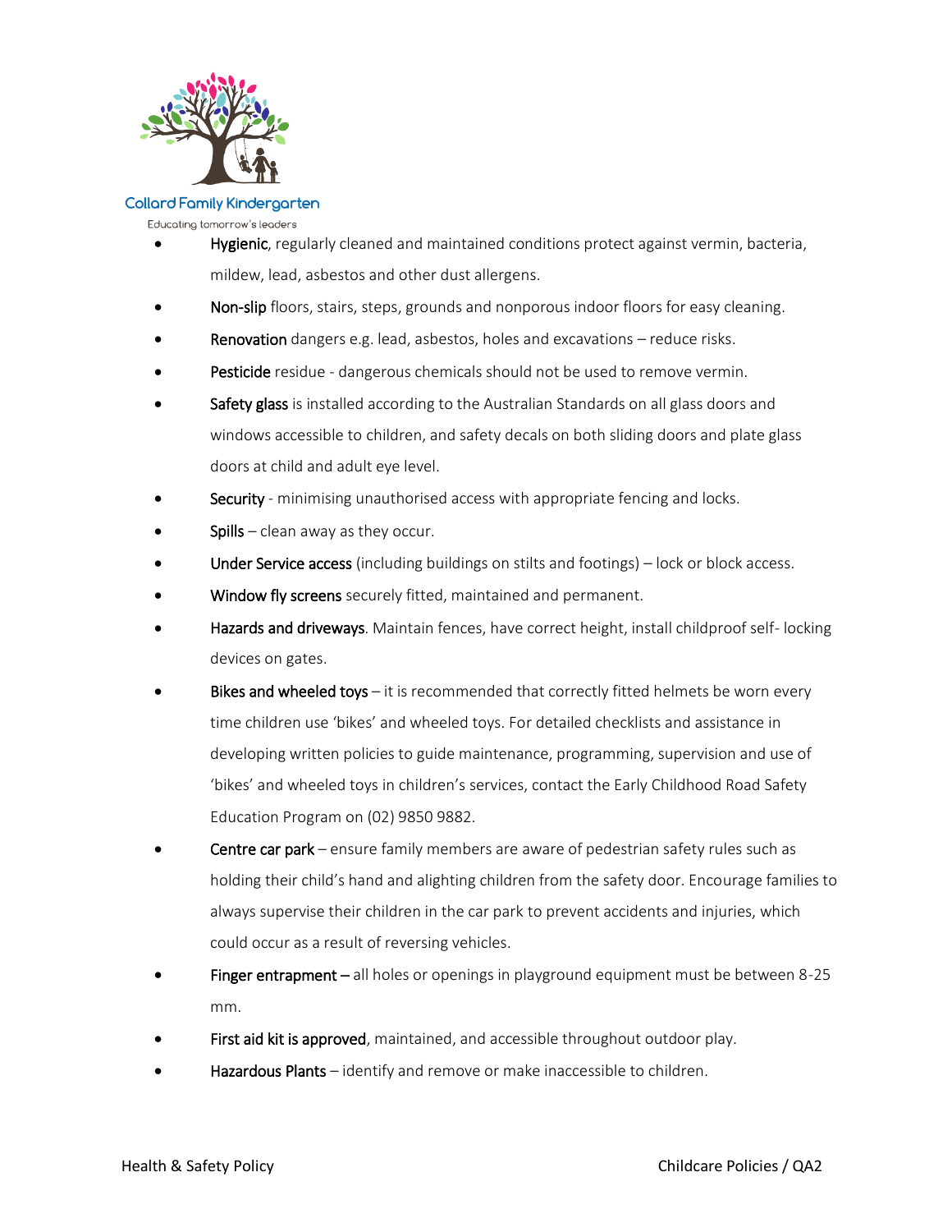- **Hygienic**, regularly cleaned and maintained conditions protect against vermin, bacteria, mildew, lead, asbestos and other dust allergens.
- **Non-slip** floors, stairs, steps, grounds and nonporous indoor floors for easy cleaning.
- **Renovation** dangers e.g. lead, asbestos, holes and excavations – reduce risks.
- **Pesticide** residue - dangerous chemicals should not be used to remove vermin.
- **Safety glass** is installed according to the Australian Standards on all glass doors and windows accessible to children, and safety decals on both sliding doors and plate glass doors at child and adult eye level.
- **Security** - minimising unauthorised access with appropriate fencing and locks.
- **Spills** – clean away as they occur.
- **Under Service access** (including buildings on stilts and footings) – lock or block access.
- **Window fly screens** securely fitted, maintained and permanent.
- **Hazards and driveways**. Maintain fences, have correct height, install childproof self- locking devices on gates.
- **Bikes and wheeled toys** – it is recommended that correctly fitted helmets be worn every time children use 'bikes' and wheeled toys. For detailed checklists and assistance in developing written policies to guide maintenance, programming, supervision and use of 'bikes' and wheeled toys in children's services, contact the Early Childhood Road Safety Education Program on (02) 9850 9882.
- **Centre car park** – ensure family members are aware of pedestrian safety rules such as holding their child's hand and alighting children from the safety door. Encourage families to always supervise their children in the car park to prevent accidents and injuries, which could occur as a result of reversing vehicles.
- **Finger entrapment** – all holes or openings in playground equipment must be between 8-25 mm.
- **First aid kit is approved**, maintained, and accessible throughout outdoor play.
- **Hazardous Plants** – identify and remove or make inaccessible to children.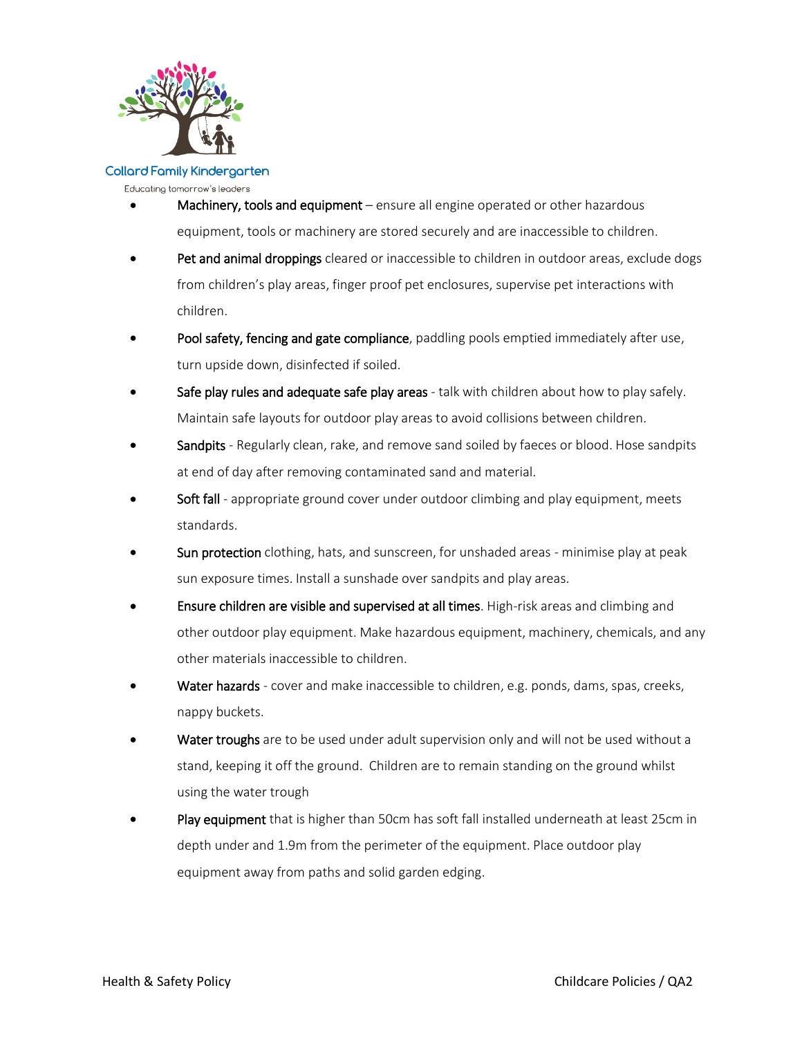- **Machinery, tools and equipment** – ensure all engine operated or other hazardous equipment, tools or machinery are stored securely and are inaccessible to children.
- **Pet and animal droppings** cleared or inaccessible to children in outdoor areas, exclude dogs from children's play areas, finger proof pet enclosures, supervise pet interactions with children.
- **Pool safety, fencing and gate compliance**, paddling pools emptied immediately after use, turn upside down, disinfected if soiled.
- **Safe play rules and adequate safe play areas** - talk with children about how to play safely. Maintain safe layouts for outdoor play areas to avoid collisions between children.
- **Sandpits** - Regularly clean, rake, and remove sand soiled by faeces or blood. Hose sandpits at end of day after removing contaminated sand and material.
- **Soft fall** - appropriate ground cover under outdoor climbing and play equipment, meets standards.
- **Sun protection** clothing, hats, and sunscreen, for unshaded areas - minimise play at peak sun exposure times. Install a sunshade over sandpits and play areas.
- **Ensure children are visible and supervised at all times**. High-risk areas and climbing and other outdoor play equipment. Make hazardous equipment, machinery, chemicals, and any other materials inaccessible to children.
- **Water hazards** - cover and make inaccessible to children, e.g. ponds, dams, spas, creeks, nappy buckets.
- **Water troughs** are to be used under adult supervision only and will not be used without a stand, keeping it off the ground. Children are to remain standing on the ground whilst using the water trough
- **Play equipment** that is higher than 50cm has soft fall installed underneath at least 25cm in depth under and 1.9m from the perimeter of the equipment. Place outdoor play equipment away from paths and solid garden edging.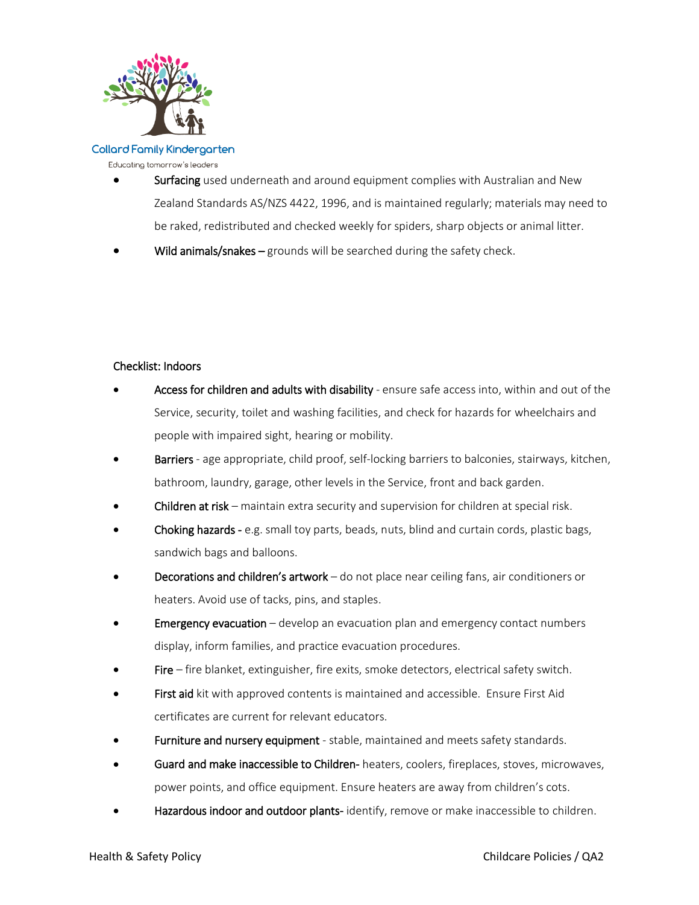- **Surfacing** used underneath and around equipment complies with Australian and New Zealand Standards AS/NZS 4422, 1996, and is maintained regularly; materials may need to be raked, redistributed and checked weekly for spiders, sharp objects or animal litter.
- **Wild animals/snakes –** grounds will be searched during the safety check.

Checklist: Indoors

- **Access for children and adults with disability** - ensure safe access into, within and out of the Service, security, toilet and washing facilities, and check for hazards for wheelchairs and people with impaired sight, hearing or mobility.
- **Barriers** - age appropriate, child proof, self-locking barriers to balconies, stairways, kitchen, bathroom, laundry, garage, other levels in the Service, front and back garden.
- **Children at risk** – maintain extra security and supervision for children at special risk.
- **Choking hazards -** e.g. small toy parts, beads, nuts, blind and curtain cords, plastic bags, sandwich bags and balloons.
- **Decorations and children's artwork** – do not place near ceiling fans, air conditioners or heaters. Avoid use of tacks, pins, and staples.
- **Emergency evacuation** – develop an evacuation plan and emergency contact numbers display, inform families, and practice evacuation procedures.
- **Fire** – fire blanket, extinguisher, fire exits, smoke detectors, electrical safety switch.
- **First aid** kit with approved contents is maintained and accessible. Ensure First Aid certificates are current for relevant educators.
- **Furniture and nursery equipment** - stable, maintained and meets safety standards.
- **Guard and make inaccessible to Children-** heaters, coolers, fireplaces, stoves, microwaves, power points, and office equipment. Ensure heaters are away from children's cots.
- **Hazardous indoor and outdoor plants-** identify, remove or make inaccessible to children.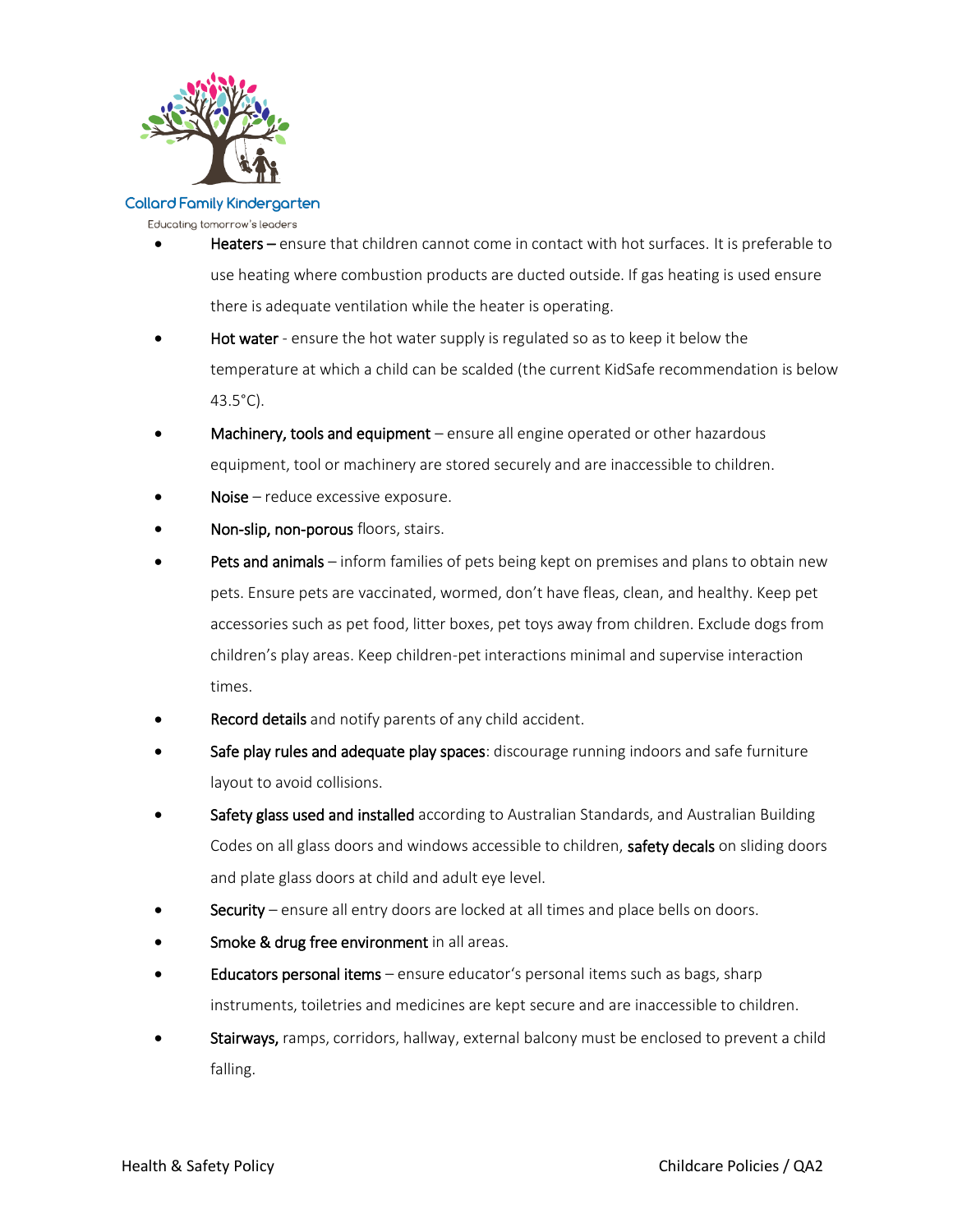- **Heaters –** ensure that children cannot come in contact with hot surfaces. It is preferable to use heating where combustion products are ducted outside. If gas heating is used ensure there is adequate ventilation while the heater is operating.
- **Hot water** - ensure the hot water supply is regulated so as to keep it below the temperature at which a child can be scalded (the current KidSafe recommendation is below 43.5°C).
- **Machinery, tools and equipment** – ensure all engine operated or other hazardous equipment, tool or machinery are stored securely and are inaccessible to children.
- **Noise** – reduce excessive exposure.
- **Non-slip, non-porous** floors, stairs.
- **Pets and animals** – inform families of pets being kept on premises and plans to obtain new pets. Ensure pets are vaccinated, wormed, don't have fleas, clean, and healthy. Keep pet accessories such as pet food, litter boxes, pet toys away from children. Exclude dogs from children's play areas. Keep children-pet interactions minimal and supervise interaction times.
- **Record details** and notify parents of any child accident.
- **Safe play rules and adequate play spaces**: discourage running indoors and safe furniture layout to avoid collisions.
- **Safety glass used and installed** according to Australian Standards, and Australian Building Codes on all glass doors and windows accessible to children, **safety decals** on sliding doors and plate glass doors at child and adult eye level.
- **Security** – ensure all entry doors are locked at all times and place bells on doors.
- **Smoke & drug free environment** in all areas.
- **Educators personal items** – ensure educator's personal items such as bags, sharp instruments, toiletries and medicines are kept secure and are inaccessible to children.
- **Stairways,** ramps, corridors, hallway, external balcony must be enclosed to prevent a child falling.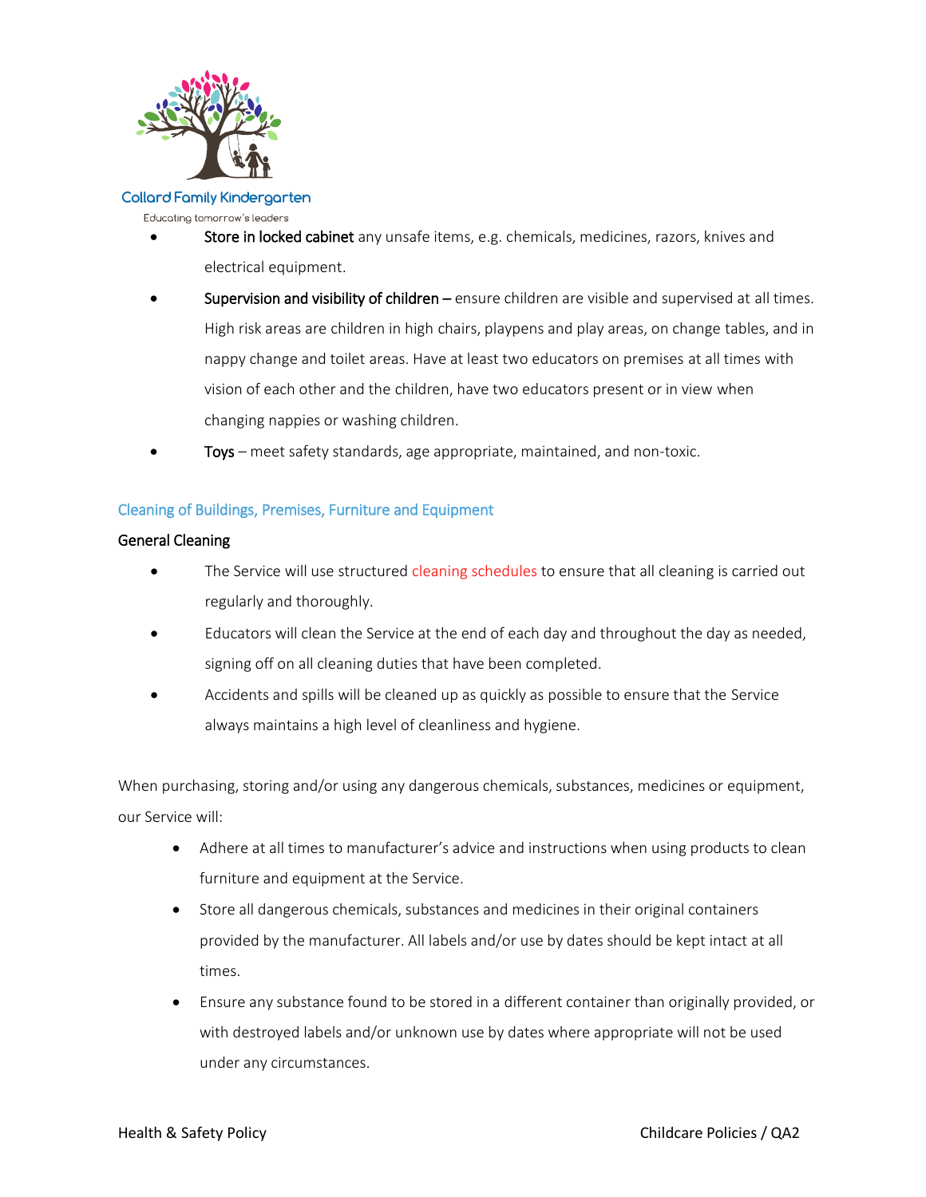- **Store in locked cabinet** any unsafe items, e.g. chemicals, medicines, razors, knives and electrical equipment.
- **Supervision and visibility of children –** ensure children are visible and supervised at all times. High risk areas are children in high chairs, playpens and play areas, on change tables, and in nappy change and toilet areas. Have at least two educators on premises at all times with vision of each other and the children, have two educators present or in view when changing nappies or washing children.
- **Toys** – meet safety standards, age appropriate, maintained, and non-toxic.

## Cleaning of Buildings, Premises, Furniture and Equipment

### General Cleaning

- The Service will use structured cleaning schedules to ensure that all cleaning is carried out regularly and thoroughly.
- Educators will clean the Service at the end of each day and throughout the day as needed, signing off on all cleaning duties that have been completed.
- Accidents and spills will be cleaned up as quickly as possible to ensure that the Service always maintains a high level of cleanliness and hygiene.

When purchasing, storing and/or using any dangerous chemicals, substances, medicines or equipment, our Service will:

- Adhere at all times to manufacturer's advice and instructions when using products to clean furniture and equipment at the Service.
- Store all dangerous chemicals, substances and medicines in their original containers provided by the manufacturer. All labels and/or use by dates should be kept intact at all times.
- Ensure any substance found to be stored in a different container than originally provided, or with destroyed labels and/or unknown use by dates where appropriate will not be used under any circumstances.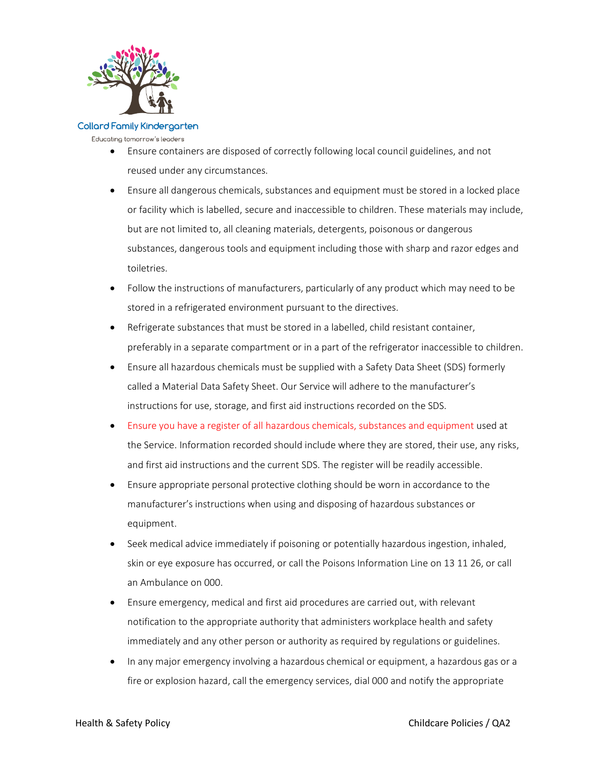- Ensure containers are disposed of correctly following local council guidelines, and not reused under any circumstances.
- Ensure all dangerous chemicals, substances and equipment must be stored in a locked place or facility which is labelled, secure and inaccessible to children. These materials may include, but are not limited to, all cleaning materials, detergents, poisonous or dangerous substances, dangerous tools and equipment including those with sharp and razor edges and toiletries.
- Follow the instructions of manufacturers, particularly of any product which may need to be stored in a refrigerated environment pursuant to the directives.
- Refrigerate substances that must be stored in a labelled, child resistant container, preferably in a separate compartment or in a part of the refrigerator inaccessible to children.
- Ensure all hazardous chemicals must be supplied with a Safety Data Sheet (SDS) formerly called a Material Data Safety Sheet. Our Service will adhere to the manufacturer's instructions for use, storage, and first aid instructions recorded on the SDS.
- Ensure you have a register of all hazardous chemicals, substances and equipment used at the Service. Information recorded should include where they are stored, their use, any risks, and first aid instructions and the current SDS. The register will be readily accessible.
- Ensure appropriate personal protective clothing should be worn in accordance to the manufacturer's instructions when using and disposing of hazardous substances or equipment.
- Seek medical advice immediately if poisoning or potentially hazardous ingestion, inhaled, skin or eye exposure has occurred, or call the Poisons Information Line on 13 11 26, or call an Ambulance on 000.
- Ensure emergency, medical and first aid procedures are carried out, with relevant notification to the appropriate authority that administers workplace health and safety immediately and any other person or authority as required by regulations or guidelines.
- In any major emergency involving a hazardous chemical or equipment, a hazardous gas or a fire or explosion hazard, call the emergency services, dial 000 and notify the appropriate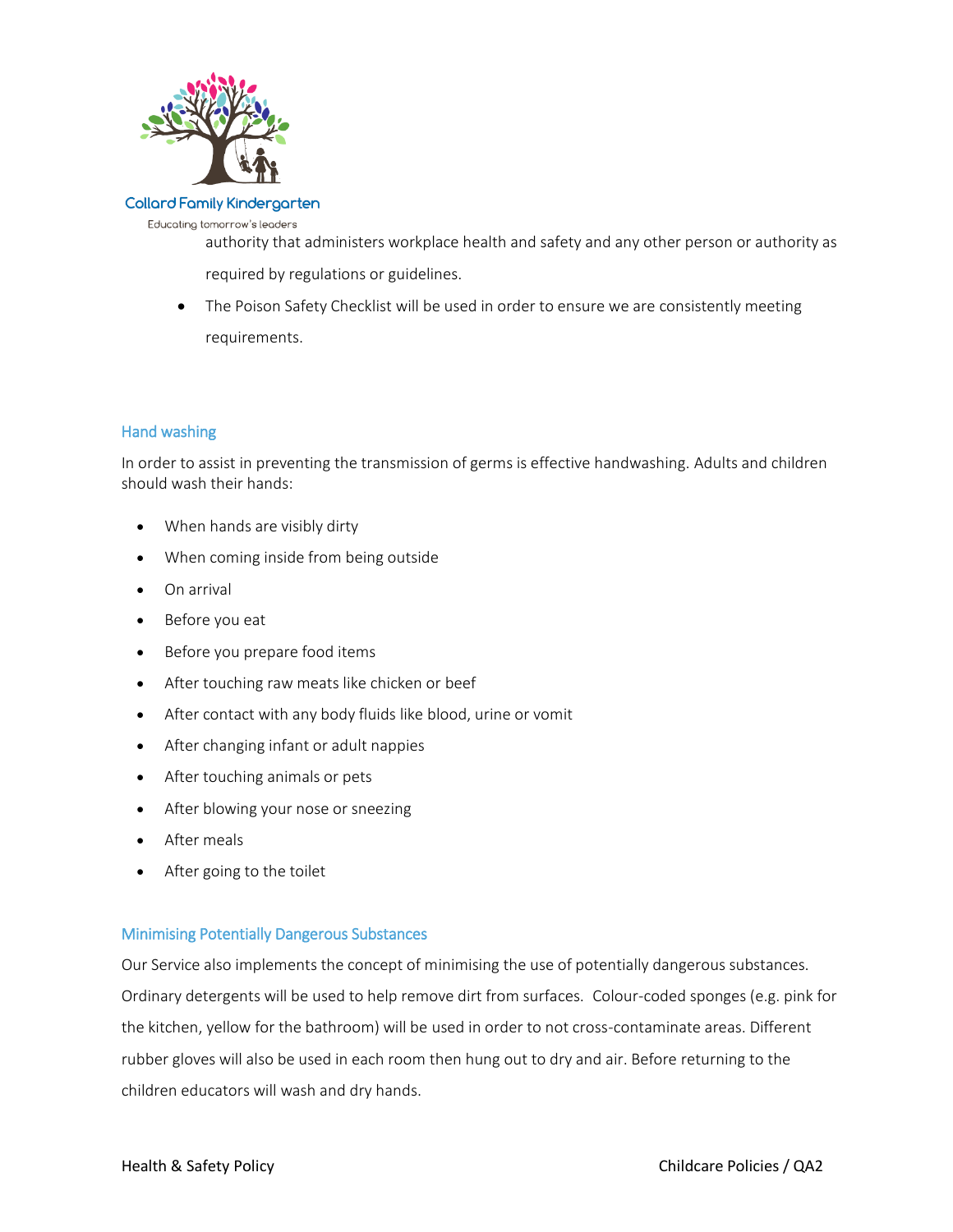authority that administers workplace health and safety and any other person or authority as required by regulations or guidelines.

- The Poison Safety Checklist will be used in order to ensure we are consistently meeting requirements.

## Hand washing

In order to assist in preventing the transmission of germs is effective handwashing. Adults and children should wash their hands:

- When hands are visibly dirty
- When coming inside from being outside
- On arrival
- Before you eat
- Before you prepare food items
- After touching raw meats like chicken or beef
- After contact with any body fluids like blood, urine or vomit
- After changing infant or adult nappies
- After touching animals or pets
- After blowing your nose or sneezing
- After meals
- After going to the toilet

## Minimising Potentially Dangerous Substances

Our Service also implements the concept of minimising the use of potentially dangerous substances. Ordinary detergents will be used to help remove dirt from surfaces. Colour-coded sponges (e.g. pink for the kitchen, yellow for the bathroom) will be used in order to not cross-contaminate areas. Different rubber gloves will also be used in each room then hung out to dry and air. Before returning to the children educators will wash and dry hands.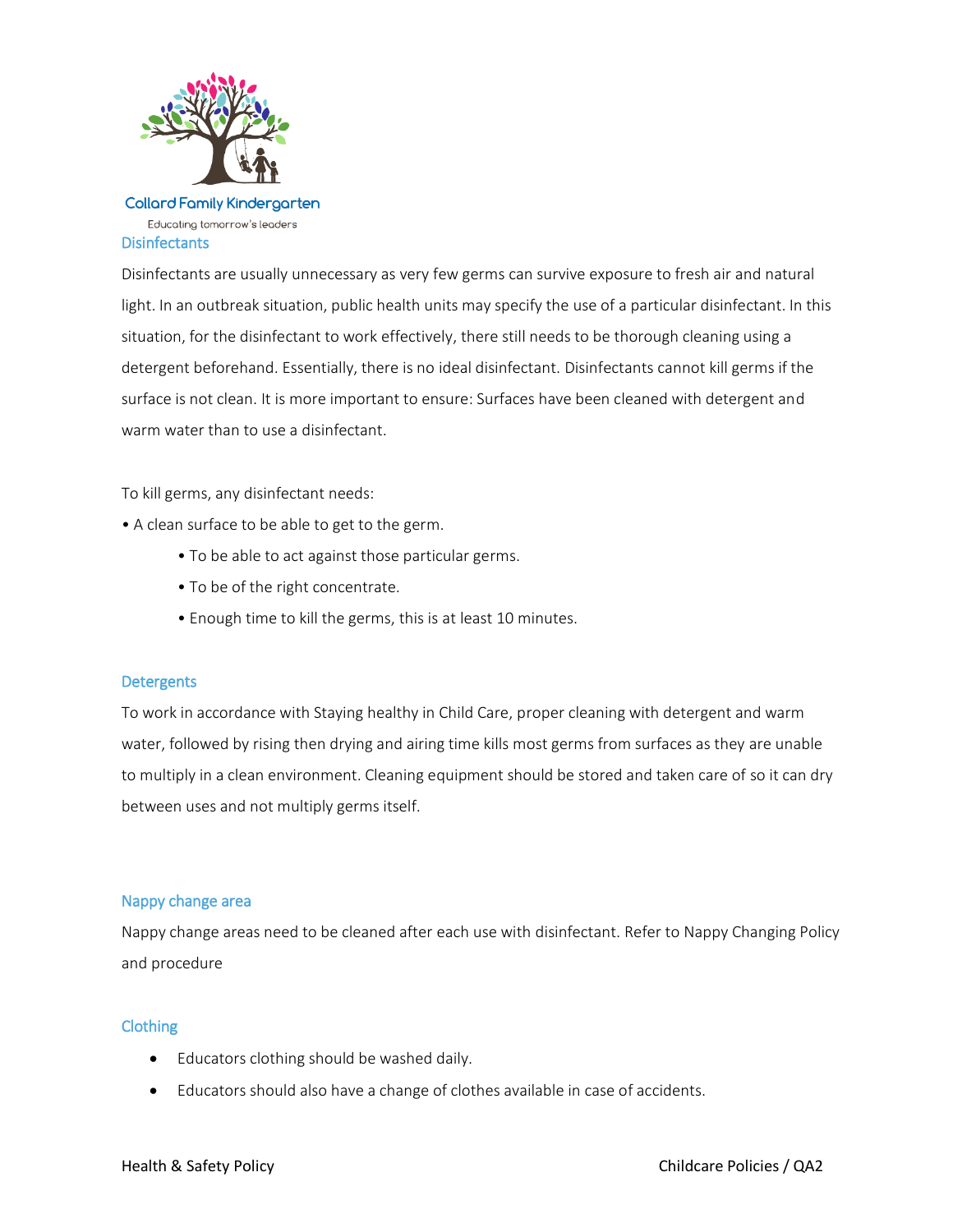## Disinfectants

Disinfectants are usually unnecessary as very few germs can survive exposure to fresh air and natural light. In an outbreak situation, public health units may specify the use of a particular disinfectant. In this situation, for the disinfectant to work effectively, there still needs to be thorough cleaning using a detergent beforehand. Essentially, there is no ideal disinfectant. Disinfectants cannot kill germs if the surface is not clean. It is more important to ensure: Surfaces have been cleaned with detergent and warm water than to use a disinfectant.

To kill germs, any disinfectant needs:

- A clean surface to be able to get to the germ.
  - To be able to act against those particular germs.
  - To be of the right concentrate.
  - Enough time to kill the germs, this is at least 10 minutes.

## Detergents

To work in accordance with Staying healthy in Child Care, proper cleaning with detergent and warm water, followed by rising then drying and airing time kills most germs from surfaces as they are unable to multiply in a clean environment. Cleaning equipment should be stored and taken care of so it can dry between uses and not multiply germs itself.

## Nappy change area

Nappy change areas need to be cleaned after each use with disinfectant. Refer to Nappy Changing Policy and procedure

## Clothing

- Educators clothing should be washed daily.
- Educators should also have a change of clothes available in case of accidents.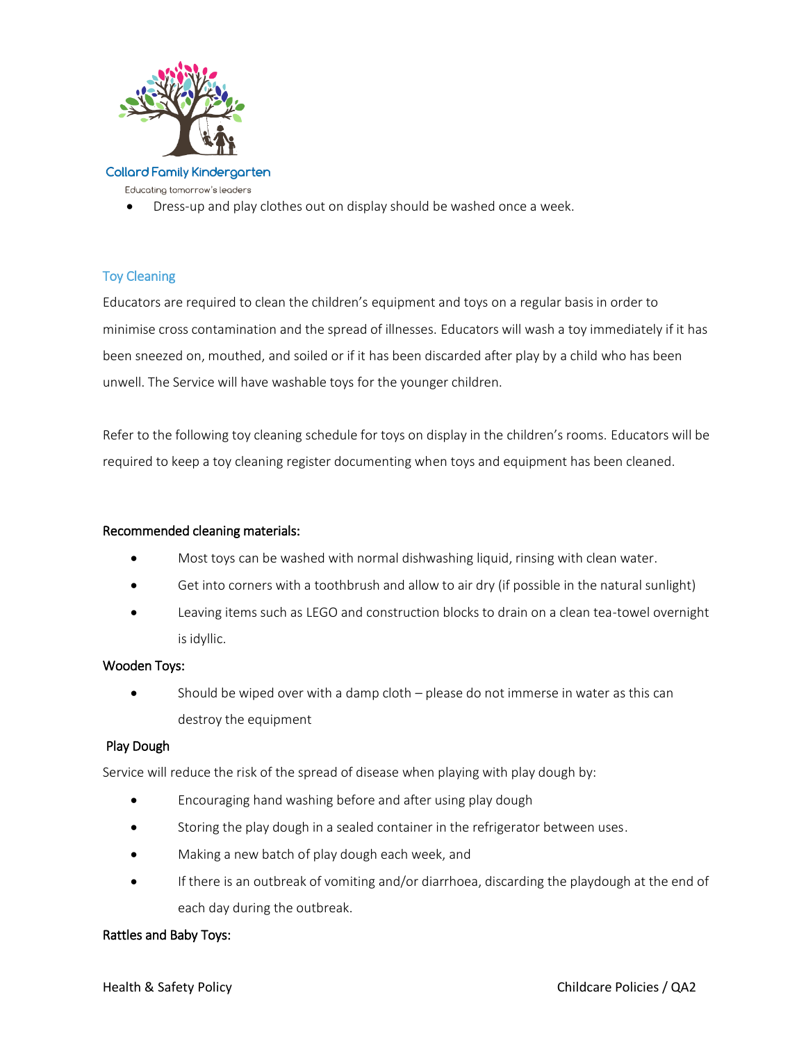- Dress-up and play clothes out on display should be washed once a week.

## Toy Cleaning

Educators are required to clean the children's equipment and toys on a regular basis in order to minimise cross contamination and the spread of illnesses. Educators will wash a toy immediately if it has been sneezed on, mouthed, and soiled or if it has been discarded after play by a child who has been unwell. The Service will have washable toys for the younger children.

Refer to the following toy cleaning schedule for toys on display in the children's rooms. Educators will be required to keep a toy cleaning register documenting when toys and equipment has been cleaned.

**Recommended cleaning materials:**

- Most toys can be washed with normal dishwashing liquid, rinsing with clean water.
- Get into corners with a toothbrush and allow to air dry (if possible in the natural sunlight)
- Leaving items such as LEGO and construction blocks to drain on a clean tea-towel overnight is idyllic.

**Wooden Toys:**

- Should be wiped over with a damp cloth – please do not immerse in water as this can destroy the equipment

**Play Dough**

Service will reduce the risk of the spread of disease when playing with play dough by:

- Encouraging hand washing before and after using play dough
- Storing the play dough in a sealed container in the refrigerator between uses.
- Making a new batch of play dough each week, and
- If there is an outbreak of vomiting and/or diarrhoea, discarding the playdough at the end of each day during the outbreak.

**Rattles and Baby Toys:**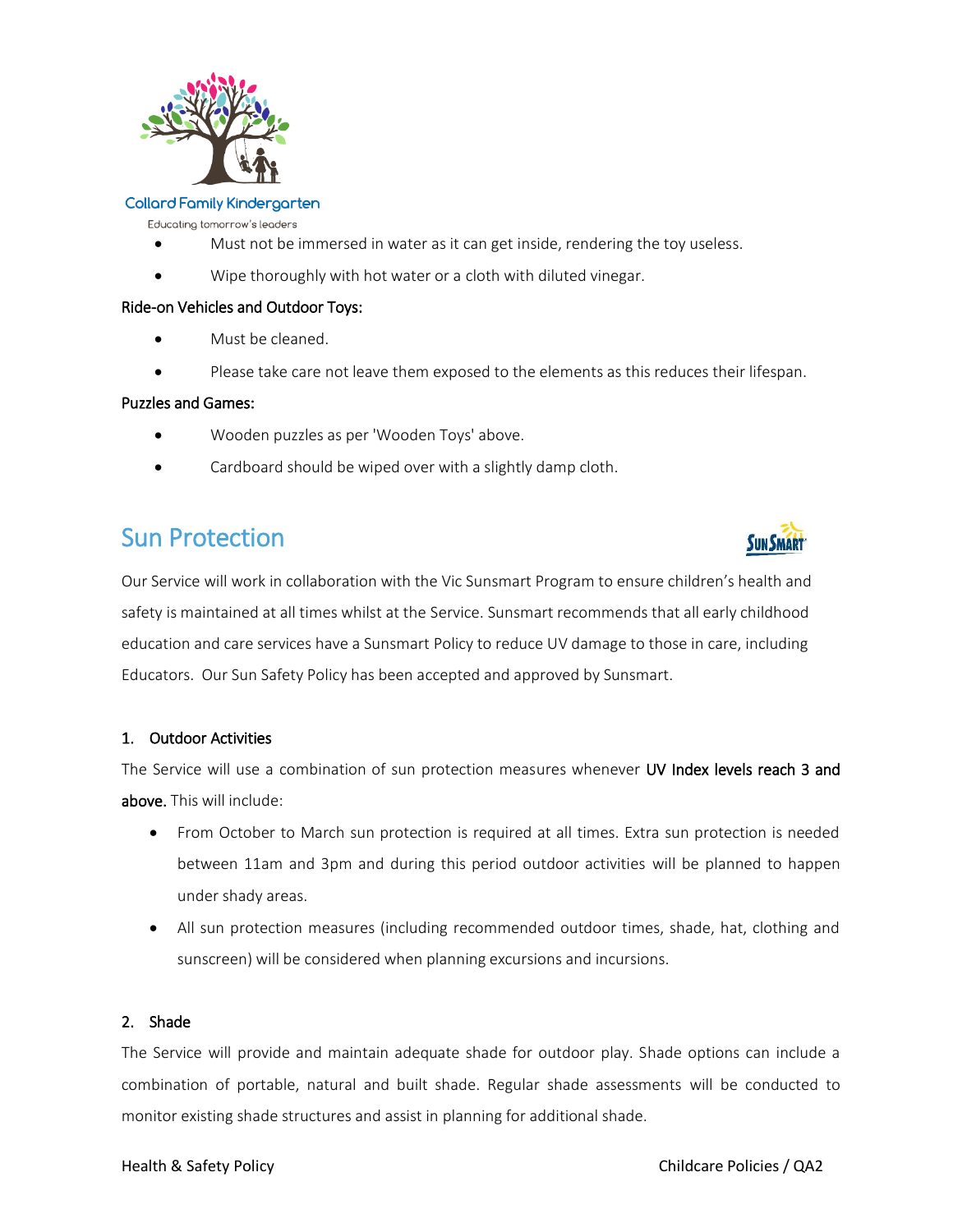- Must not be immersed in water as it can get inside, rendering the toy useless.
- Wipe thoroughly with hot water or a cloth with diluted vinegar.

Ride-on Vehicles and Outdoor Toys:

- Must be cleaned.
- Please take care not leave them exposed to the elements as this reduces their lifespan.

Puzzles and Games:

- Wooden puzzles as per 'Wooden Toys' above.
- Cardboard should be wiped over with a slightly damp cloth.

## Sun Protection

Our Service will work in collaboration with the Vic Sunsmart Program to ensure children's health and safety is maintained at all times whilst at the Service. Sunsmart recommends that all early childhood education and care services have a Sunsmart Policy to reduce UV damage to those in care, including Educators. Our Sun Safety Policy has been accepted and approved by Sunsmart.

### 1. Outdoor Activities

The Service will use a combination of sun protection measures whenever **UV Index levels reach 3 and above.** This will include:

- From October to March sun protection is required at all times. Extra sun protection is needed between 11am and 3pm and during this period outdoor activities will be planned to happen under shady areas.
- All sun protection measures (including recommended outdoor times, shade, hat, clothing and sunscreen) will be considered when planning excursions and incursions.

### 2. Shade

The Service will provide and maintain adequate shade for outdoor play. Shade options can include a combination of portable, natural and built shade. Regular shade assessments will be conducted to monitor existing shade structures and assist in planning for additional shade.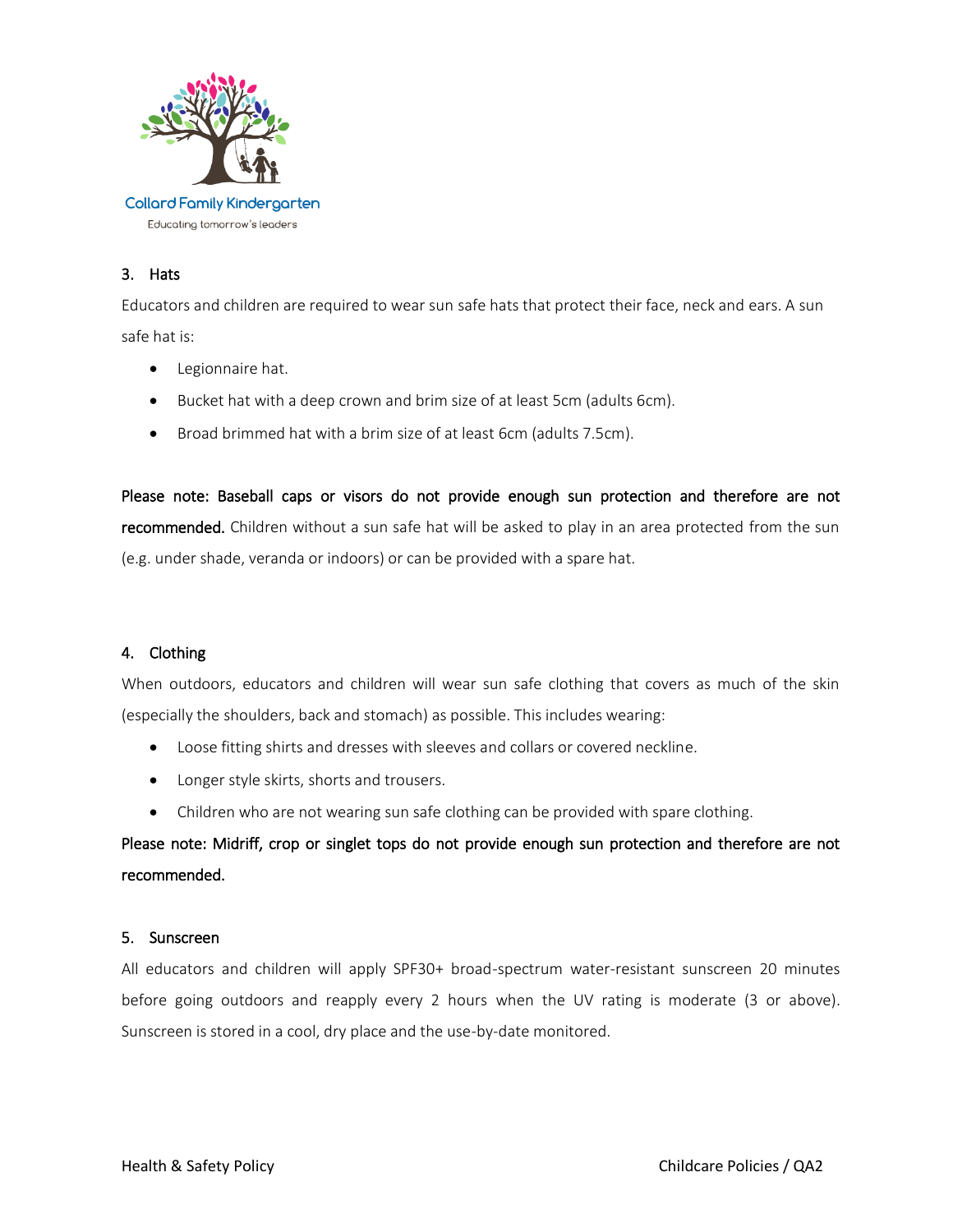### 3. Hats

Educators and children are required to wear sun safe hats that protect their face, neck and ears. A sun safe hat is:

- Legionnaire hat.
- Bucket hat with a deep crown and brim size of at least 5cm (adults 6cm).
- Broad brimmed hat with a brim size of at least 6cm (adults 7.5cm).

**Please note: Baseball caps or visors do not provide enough sun protection and therefore are not recommended.** Children without a sun safe hat will be asked to play in an area protected from the sun (e.g. under shade, veranda or indoors) or can be provided with a spare hat.

### 4. Clothing

When outdoors, educators and children will wear sun safe clothing that covers as much of the skin (especially the shoulders, back and stomach) as possible. This includes wearing:

- Loose fitting shirts and dresses with sleeves and collars or covered neckline.
- Longer style skirts, shorts and trousers.
- Children who are not wearing sun safe clothing can be provided with spare clothing.

**Please note: Midriff, crop or singlet tops do not provide enough sun protection and therefore are not recommended.**

### 5. Sunscreen

All educators and children will apply SPF30+ broad-spectrum water-resistant sunscreen 20 minutes before going outdoors and reapply every 2 hours when the UV rating is moderate (3 or above). Sunscreen is stored in a cool, dry place and the use-by-date monitored.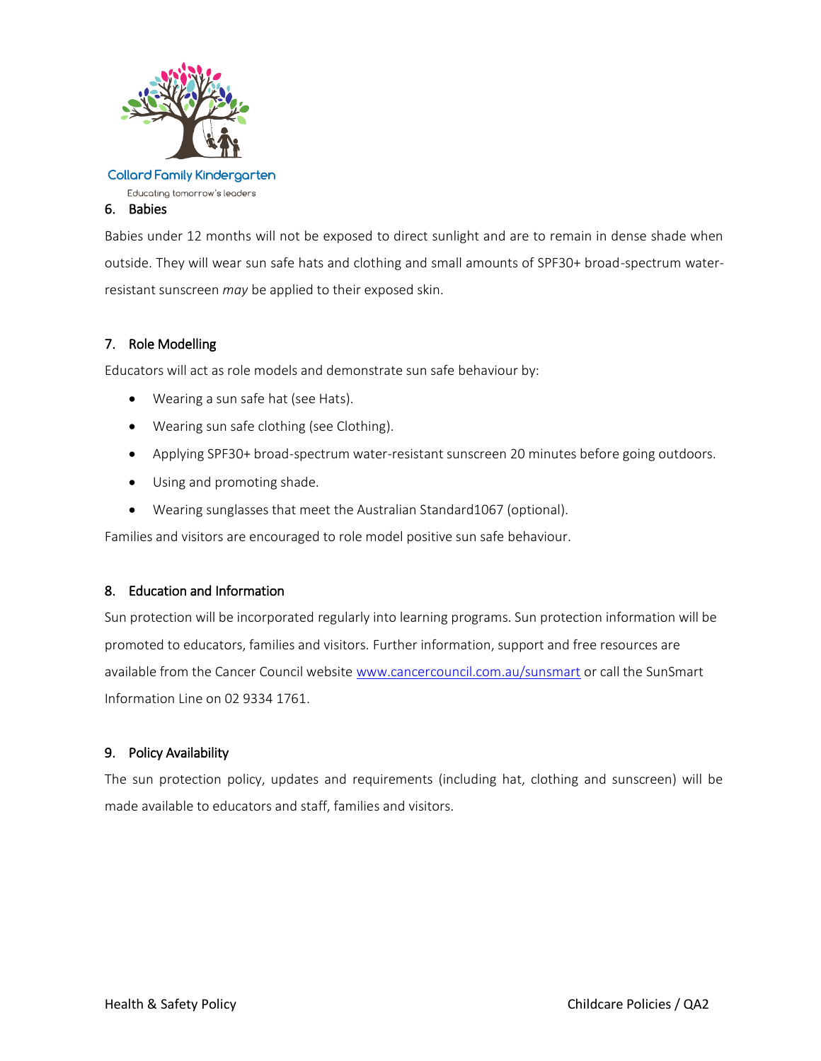## 6. Babies

Babies under 12 months will not be exposed to direct sunlight and are to remain in dense shade when outside. They will wear sun safe hats and clothing and small amounts of SPF30+ broad-spectrum water-resistant sunscreen *may* be applied to their exposed skin.

## 7. Role Modelling

Educators will act as role models and demonstrate sun safe behaviour by:

- Wearing a sun safe hat (see Hats).
- Wearing sun safe clothing (see Clothing).
- Applying SPF30+ broad-spectrum water-resistant sunscreen 20 minutes before going outdoors.
- Using and promoting shade.
- Wearing sunglasses that meet the Australian Standard1067 (optional).

Families and visitors are encouraged to role model positive sun safe behaviour.

## 8. Education and Information

Sun protection will be incorporated regularly into learning programs. Sun protection information will be promoted to educators, families and visitors. Further information, support and free resources are available from the Cancer Council website [www.cancercouncil.com.au/sunsmart](http://www.cancercouncil.com.au/sunsmart) or call the SunSmart Information Line on 02 9334 1761.

## 9. Policy Availability

The sun protection policy, updates and requirements (including hat, clothing and sunscreen) will be made available to educators and staff, families and visitors.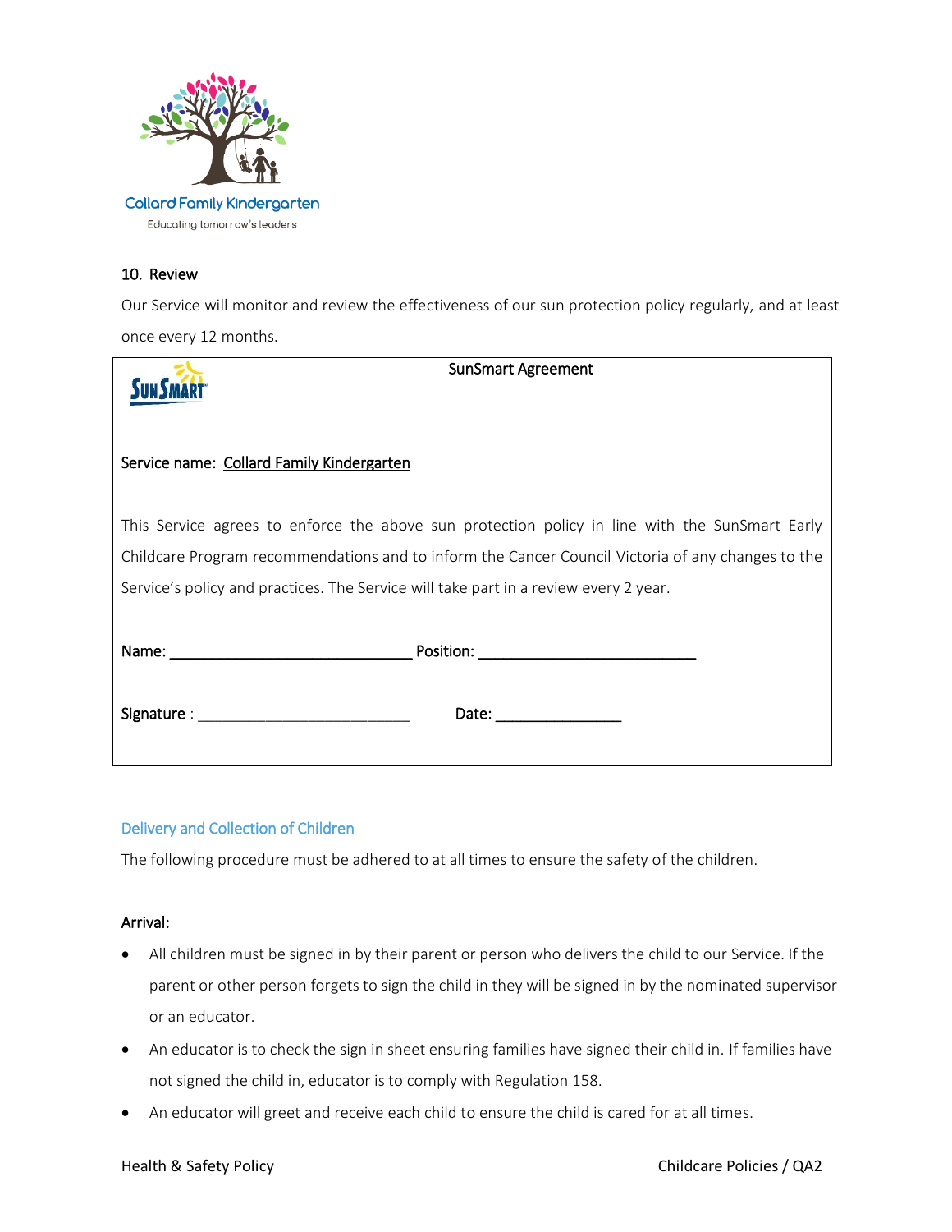Collard Family Kindergarten

Educating tomorrow's leaders

### 10. Review

Our Service will monitor and review the effectiveness of our sun protection policy regularly, and at least once every 12 months.

---

**SunSmart Agreement**

Service name: Collard Family Kindergarten

This Service agrees to enforce the above sun protection policy in line with the SunSmart Early Childcare Program recommendations and to inform the Cancer Council Victoria of any changes to the Service's policy and practices. The Service will take part in a review every 2 year.

Name: ____________________________ Position: _________________________

Signature : ________________________ Date: ______________

---

## Delivery and Collection of Children

The following procedure must be adhered to at all times to ensure the safety of the children.

### Arrival:

- All children must be signed in by their parent or person who delivers the child to our Service. If the parent or other person forgets to sign the child in they will be signed in by the nominated supervisor or an educator.
- An educator is to check the sign in sheet ensuring families have signed their child in. If families have not signed the child in, educator is to comply with Regulation 158.
- An educator will greet and receive each child to ensure the child is cared for at all times.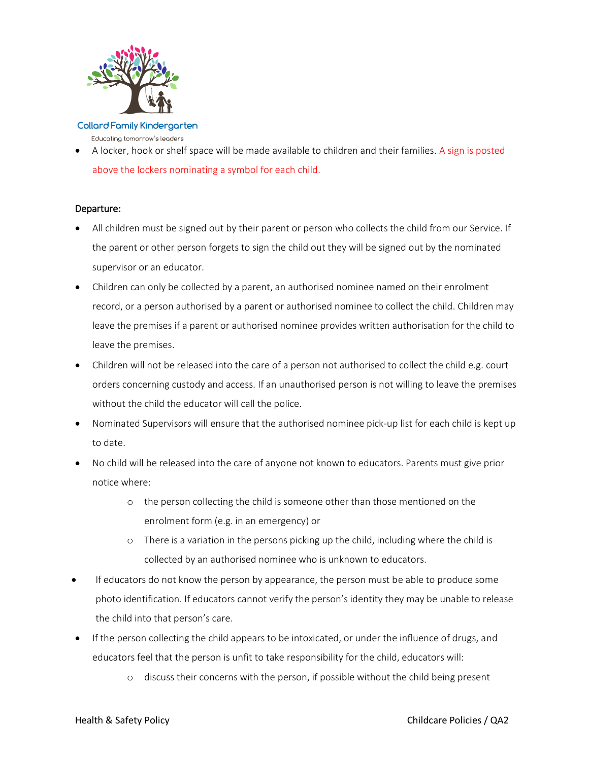- A locker, hook or shelf space will be made available to children and their families. A sign is posted above the lockers nominating a symbol for each child.

**Departure:**

- All children must be signed out by their parent or person who collects the child from our Service. If the parent or other person forgets to sign the child out they will be signed out by the nominated supervisor or an educator.
- Children can only be collected by a parent, an authorised nominee named on their enrolment record, or a person authorised by a parent or authorised nominee to collect the child. Children may leave the premises if a parent or authorised nominee provides written authorisation for the child to leave the premises.
- Children will not be released into the care of a person not authorised to collect the child e.g. court orders concerning custody and access. If an unauthorised person is not willing to leave the premises without the child the educator will call the police.
- Nominated Supervisors will ensure that the authorised nominee pick-up list for each child is kept up to date.
- No child will be released into the care of anyone not known to educators. Parents must give prior notice where:
    - the person collecting the child is someone other than those mentioned on the enrolment form (e.g. in an emergency) or
    - There is a variation in the persons picking up the child, including where the child is collected by an authorised nominee who is unknown to educators.
- If educators do not know the person by appearance, the person must be able to produce some photo identification. If educators cannot verify the person's identity they may be unable to release the child into that person's care.
- If the person collecting the child appears to be intoxicated, or under the influence of drugs, and educators feel that the person is unfit to take responsibility for the child, educators will:
    - discuss their concerns with the person, if possible without the child being present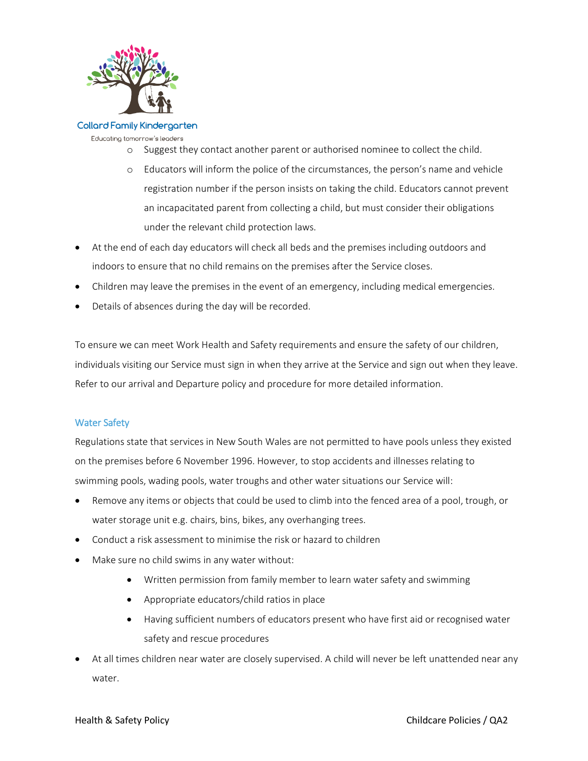- Suggest they contact another parent or authorised nominee to collect the child.
    - Educators will inform the police of the circumstances, the person's name and vehicle registration number if the person insists on taking the child. Educators cannot prevent an incapacitated parent from collecting a child, but must consider their obligations under the relevant child protection laws.
- At the end of each day educators will check all beds and the premises including outdoors and indoors to ensure that no child remains on the premises after the Service closes.
- Children may leave the premises in the event of an emergency, including medical emergencies.
- Details of absences during the day will be recorded.

To ensure we can meet Work Health and Safety requirements and ensure the safety of our children, individuals visiting our Service must sign in when they arrive at the Service and sign out when they leave. Refer to our arrival and Departure policy and procedure for more detailed information.

### Water Safety

Regulations state that services in New South Wales are not permitted to have pools unless they existed on the premises before 6 November 1996. However, to stop accidents and illnesses relating to swimming pools, wading pools, water troughs and other water situations our Service will:

- Remove any items or objects that could be used to climb into the fenced area of a pool, trough, or water storage unit e.g. chairs, bins, bikes, any overhanging trees.
- Conduct a risk assessment to minimise the risk or hazard to children
- Make sure no child swims in any water without:
    - Written permission from family member to learn water safety and swimming
    - Appropriate educators/child ratios in place
    - Having sufficient numbers of educators present who have first aid or recognised water safety and rescue procedures
- At all times children near water are closely supervised. A child will never be left unattended near any water.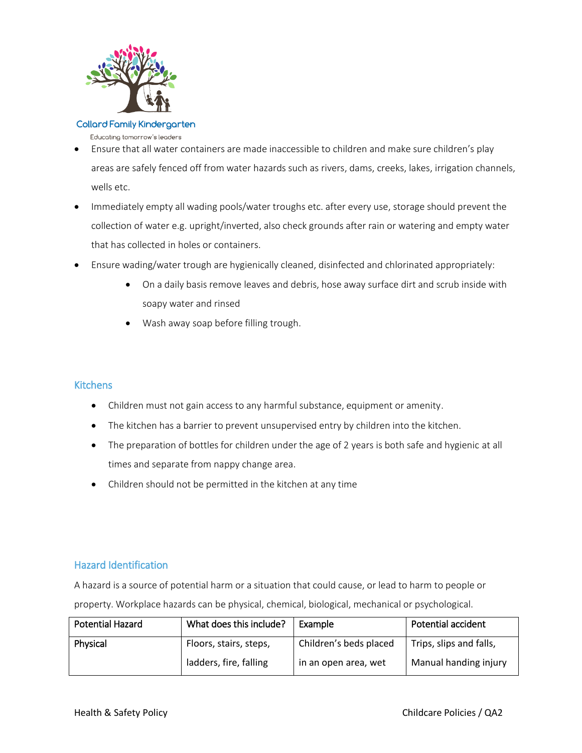- Ensure that all water containers are made inaccessible to children and make sure children's play areas are safely fenced off from water hazards such as rivers, dams, creeks, lakes, irrigation channels, wells etc.
- Immediately empty all wading pools/water troughs etc. after every use, storage should prevent the collection of water e.g. upright/inverted, also check grounds after rain or watering and empty water that has collected in holes or containers.
- Ensure wading/water trough are hygienically cleaned, disinfected and chlorinated appropriately:
  - On a daily basis remove leaves and debris, hose away surface dirt and scrub inside with soapy water and rinsed
  - Wash away soap before filling trough.

## Kitchens

- Children must not gain access to any harmful substance, equipment or amenity.
- The kitchen has a barrier to prevent unsupervised entry by children into the kitchen.
- The preparation of bottles for children under the age of 2 years is both safe and hygienic at all times and separate from nappy change area.
- Children should not be permitted in the kitchen at any time

## Hazard Identification

A hazard is a source of potential harm or a situation that could cause, or lead to harm to people or property. Workplace hazards can be physical, chemical, biological, mechanical or psychological.

| Potential Hazard | What does this include? | Example | Potential accident |
|---|---|---|---|
| Physical | Floors, stairs, steps, ladders, fire, falling | Children's beds placed in an open area, wet | Trips, slips and falls, Manual handing injury |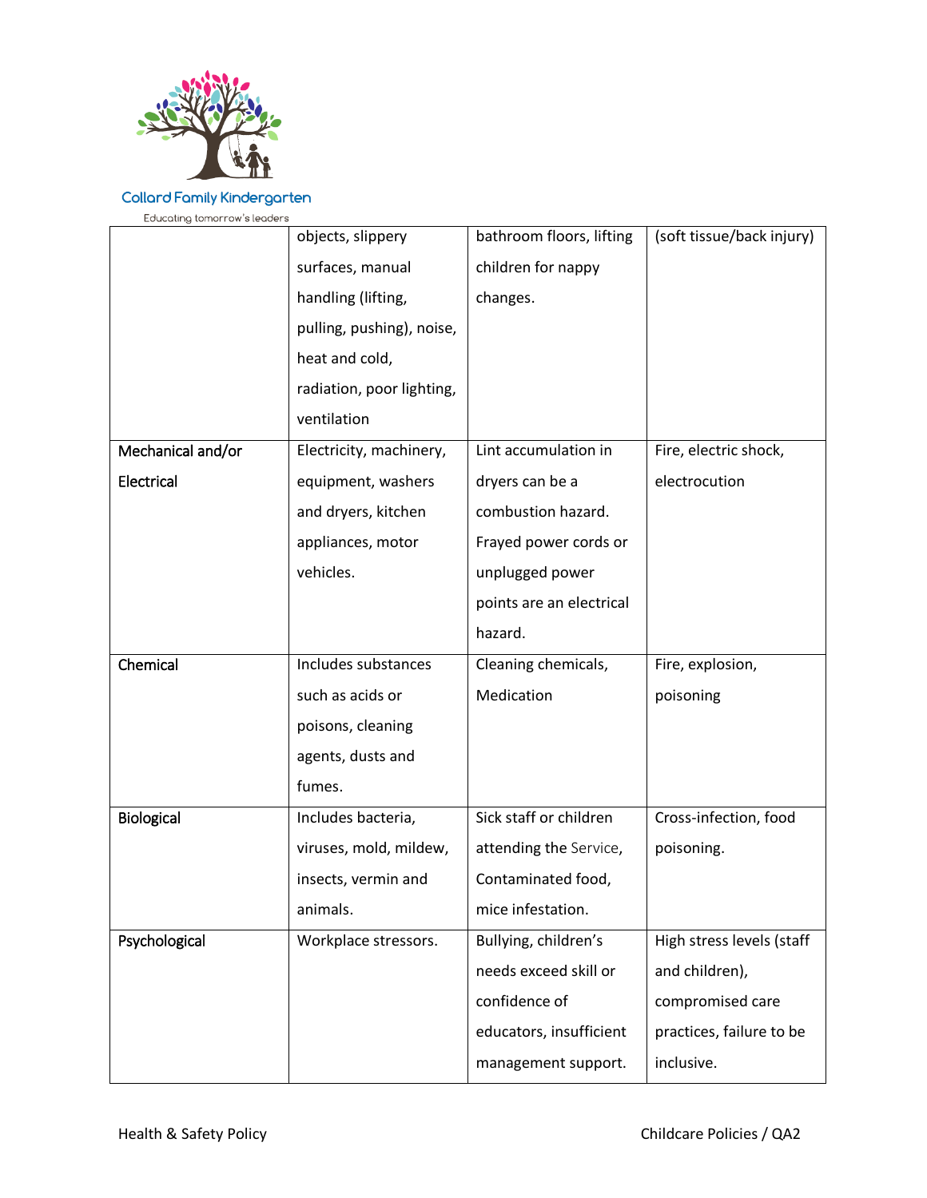| | | | |
|---|---|---|---|
| | objects, slippery surfaces, manual handling (lifting, pulling, pushing), noise, heat and cold, radiation, poor lighting, ventilation | bathroom floors, lifting children for nappy changes. | (soft tissue/back injury) |
| **Mechanical and/or Electrical** | Electricity, machinery, equipment, washers and dryers, kitchen appliances, motor vehicles. | Lint accumulation in dryers can be a combustion hazard. Frayed power cords or unplugged power points are an electrical hazard. | Fire, electric shock, electrocution |
| **Chemical** | Includes substances such as acids or poisons, cleaning agents, dusts and fumes. | Cleaning chemicals, Medication | Fire, explosion, poisoning |
| **Biological** | Includes bacteria, viruses, mold, mildew, insects, vermin and animals. | Sick staff or children attending the Service, Contaminated food, mice infestation. | Cross-infection, food poisoning. |
| **Psychological** | Workplace stressors. | Bullying, children's needs exceed skill or confidence of educators, insufficient management support. | High stress levels (staff and children), compromised care practices, failure to be inclusive. |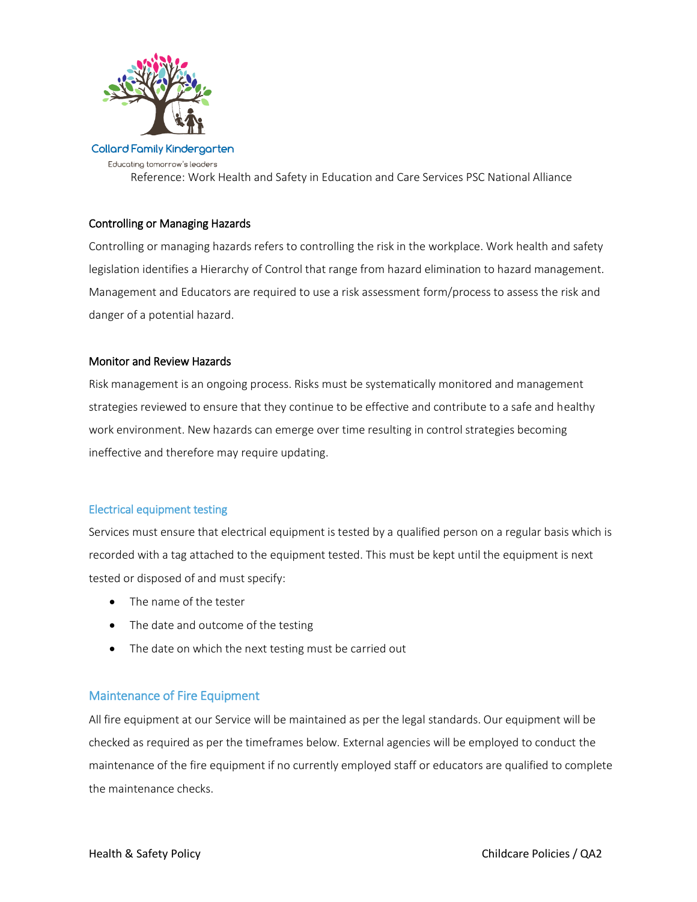Reference: Work Health and Safety in Education and Care Services PSC National Alliance

**Controlling or Managing Hazards**

Controlling or managing hazards refers to controlling the risk in the workplace. Work health and safety legislation identifies a Hierarchy of Control that range from hazard elimination to hazard management. Management and Educators are required to use a risk assessment form/process to assess the risk and danger of a potential hazard.

**Monitor and Review Hazards**

Risk management is an ongoing process. Risks must be systematically monitored and management strategies reviewed to ensure that they continue to be effective and contribute to a safe and healthy work environment. New hazards can emerge over time resulting in control strategies becoming ineffective and therefore may require updating.

### Electrical equipment testing

Services must ensure that electrical equipment is tested by a qualified person on a regular basis which is recorded with a tag attached to the equipment tested. This must be kept until the equipment is next tested or disposed of and must specify:

- The name of the tester
- The date and outcome of the testing
- The date on which the next testing must be carried out

## Maintenance of Fire Equipment

All fire equipment at our Service will be maintained as per the legal standards. Our equipment will be checked as required as per the timeframes below. External agencies will be employed to conduct the maintenance of the fire equipment if no currently employed staff or educators are qualified to complete the maintenance checks.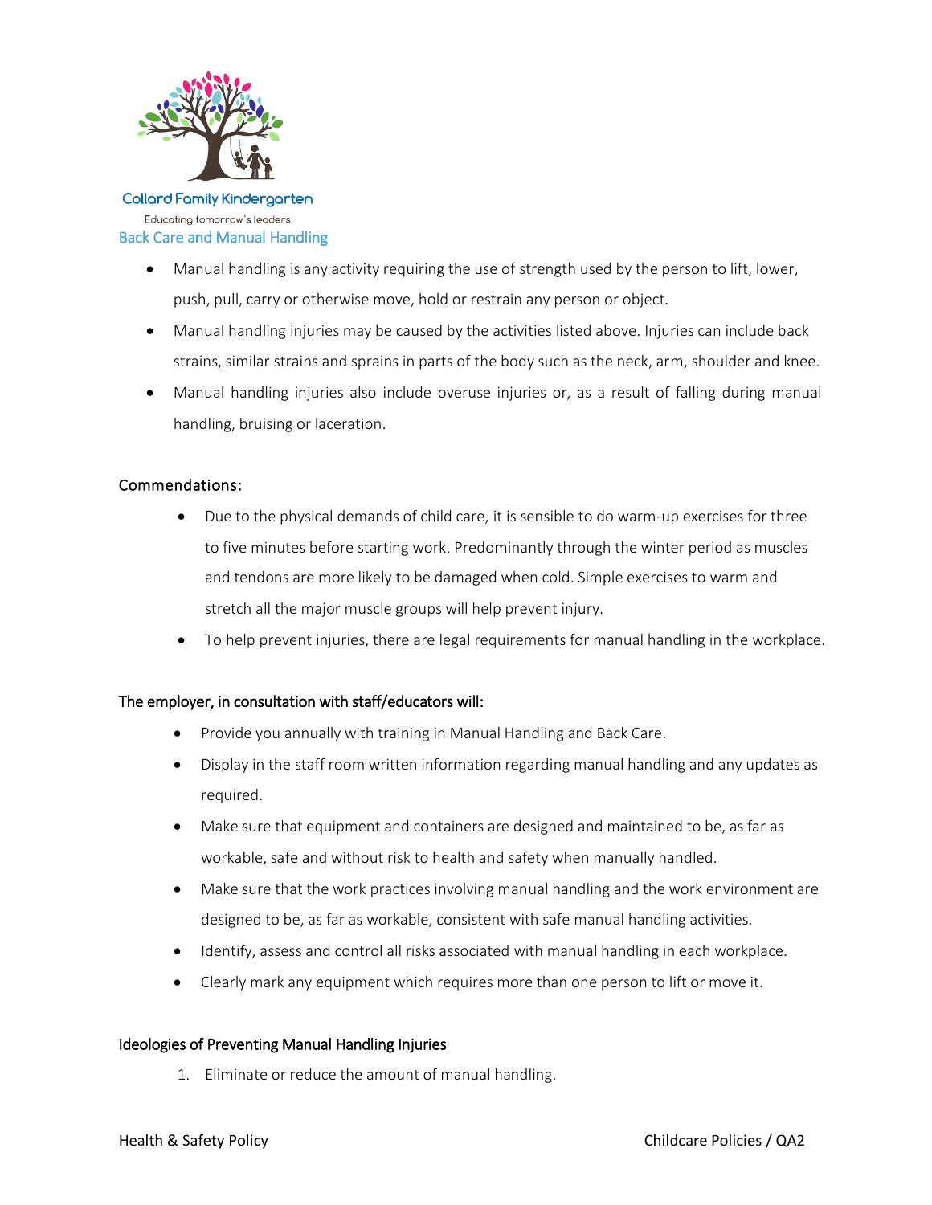Collard Family Kindergarten

Educating tomorrow's leaders

## Back Care and Manual Handling

- Manual handling is any activity requiring the use of strength used by the person to lift, lower, push, pull, carry or otherwise move, hold or restrain any person or object.
- Manual handling injuries may be caused by the activities listed above. Injuries can include back strains, similar strains and sprains in parts of the body such as the neck, arm, shoulder and knee.
- Manual handling injuries also include overuse injuries or, as a result of falling during manual handling, bruising or laceration.

### Commendations:

- Due to the physical demands of child care, it is sensible to do warm-up exercises for three to five minutes before starting work. Predominantly through the winter period as muscles and tendons are more likely to be damaged when cold. Simple exercises to warm and stretch all the major muscle groups will help prevent injury.
- To help prevent injuries, there are legal requirements for manual handling in the workplace.

### The employer, in consultation with staff/educators will:

- Provide you annually with training in Manual Handling and Back Care.
- Display in the staff room written information regarding manual handling and any updates as required.
- Make sure that equipment and containers are designed and maintained to be, as far as workable, safe and without risk to health and safety when manually handled.
- Make sure that the work practices involving manual handling and the work environment are designed to be, as far as workable, consistent with safe manual handling activities.
- Identify, assess and control all risks associated with manual handling in each workplace.
- Clearly mark any equipment which requires more than one person to lift or move it.

### Ideologies of Preventing Manual Handling Injuries

1. Eliminate or reduce the amount of manual handling.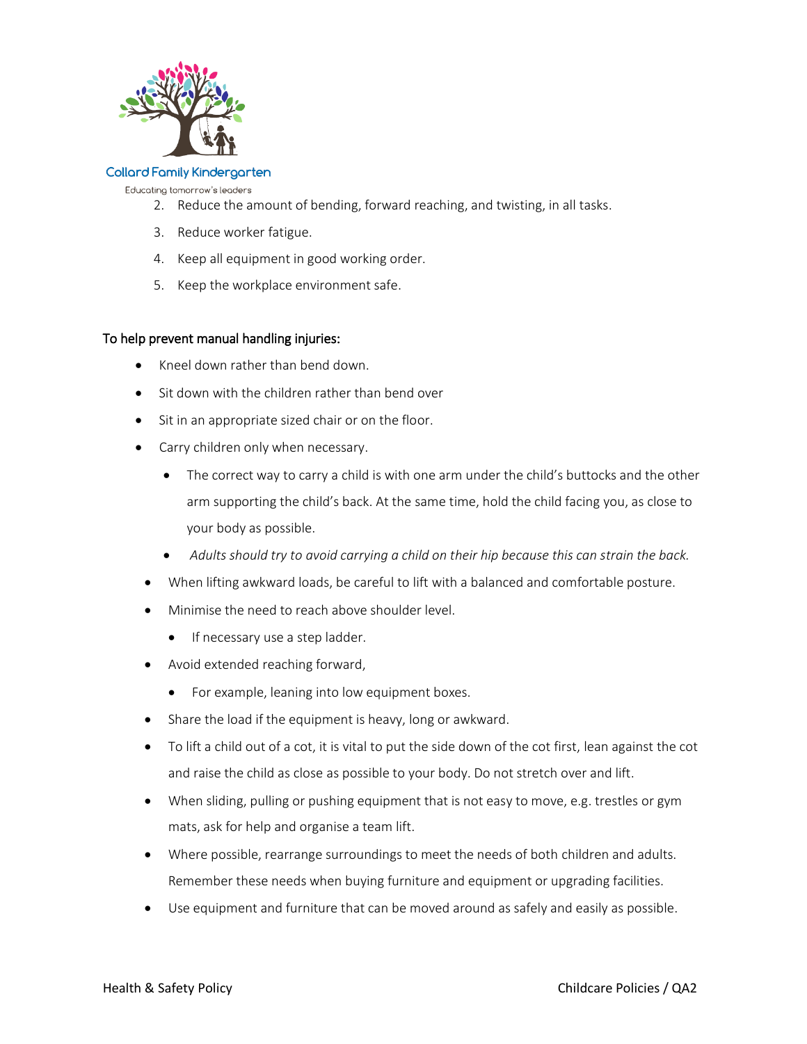2. Reduce the amount of bending, forward reaching, and twisting, in all tasks.
3. Reduce worker fatigue.
4. Keep all equipment in good working order.
5. Keep the workplace environment safe.

To help prevent manual handling injuries:

- Kneel down rather than bend down.
- Sit down with the children rather than bend over
- Sit in an appropriate sized chair or on the floor.
- Carry children only when necessary.
  - The correct way to carry a child is with one arm under the child's buttocks and the other arm supporting the child's back. At the same time, hold the child facing you, as close to your body as possible.
  - *Adults should try to avoid carrying a child on their hip because this can strain the back.*
- When lifting awkward loads, be careful to lift with a balanced and comfortable posture.
- Minimise the need to reach above shoulder level.
  - If necessary use a step ladder.
- Avoid extended reaching forward,
  - For example, leaning into low equipment boxes.
- Share the load if the equipment is heavy, long or awkward.
- To lift a child out of a cot, it is vital to put the side down of the cot first, lean against the cot and raise the child as close as possible to your body. Do not stretch over and lift.
- When sliding, pulling or pushing equipment that is not easy to move, e.g. trestles or gym mats, ask for help and organise a team lift.
- Where possible, rearrange surroundings to meet the needs of both children and adults. Remember these needs when buying furniture and equipment or upgrading facilities.
- Use equipment and furniture that can be moved around as safely and easily as possible.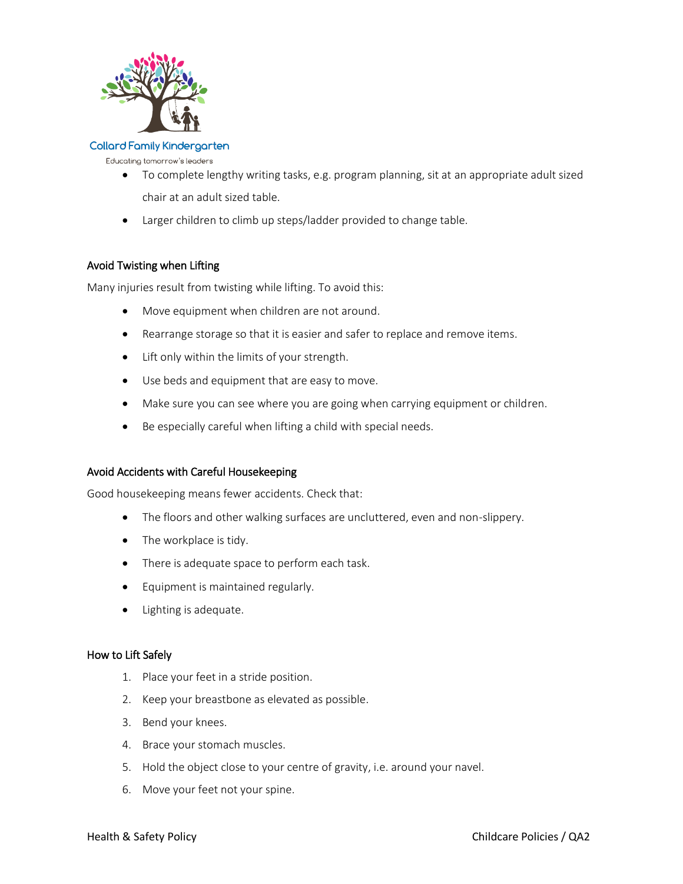- To complete lengthy writing tasks, e.g. program planning, sit at an appropriate adult sized chair at an adult sized table.
- Larger children to climb up steps/ladder provided to change table.

### Avoid Twisting when Lifting

Many injuries result from twisting while lifting. To avoid this:

- Move equipment when children are not around.
- Rearrange storage so that it is easier and safer to replace and remove items.
- Lift only within the limits of your strength.
- Use beds and equipment that are easy to move.
- Make sure you can see where you are going when carrying equipment or children.
- Be especially careful when lifting a child with special needs.

### Avoid Accidents with Careful Housekeeping

Good housekeeping means fewer accidents. Check that:

- The floors and other walking surfaces are uncluttered, even and non-slippery.
- The workplace is tidy.
- There is adequate space to perform each task.
- Equipment is maintained regularly.
- Lighting is adequate.

### How to Lift Safely

1. Place your feet in a stride position.
2. Keep your breastbone as elevated as possible.
3. Bend your knees.
4. Brace your stomach muscles.
5. Hold the object close to your centre of gravity, i.e. around your navel.
6. Move your feet not your spine.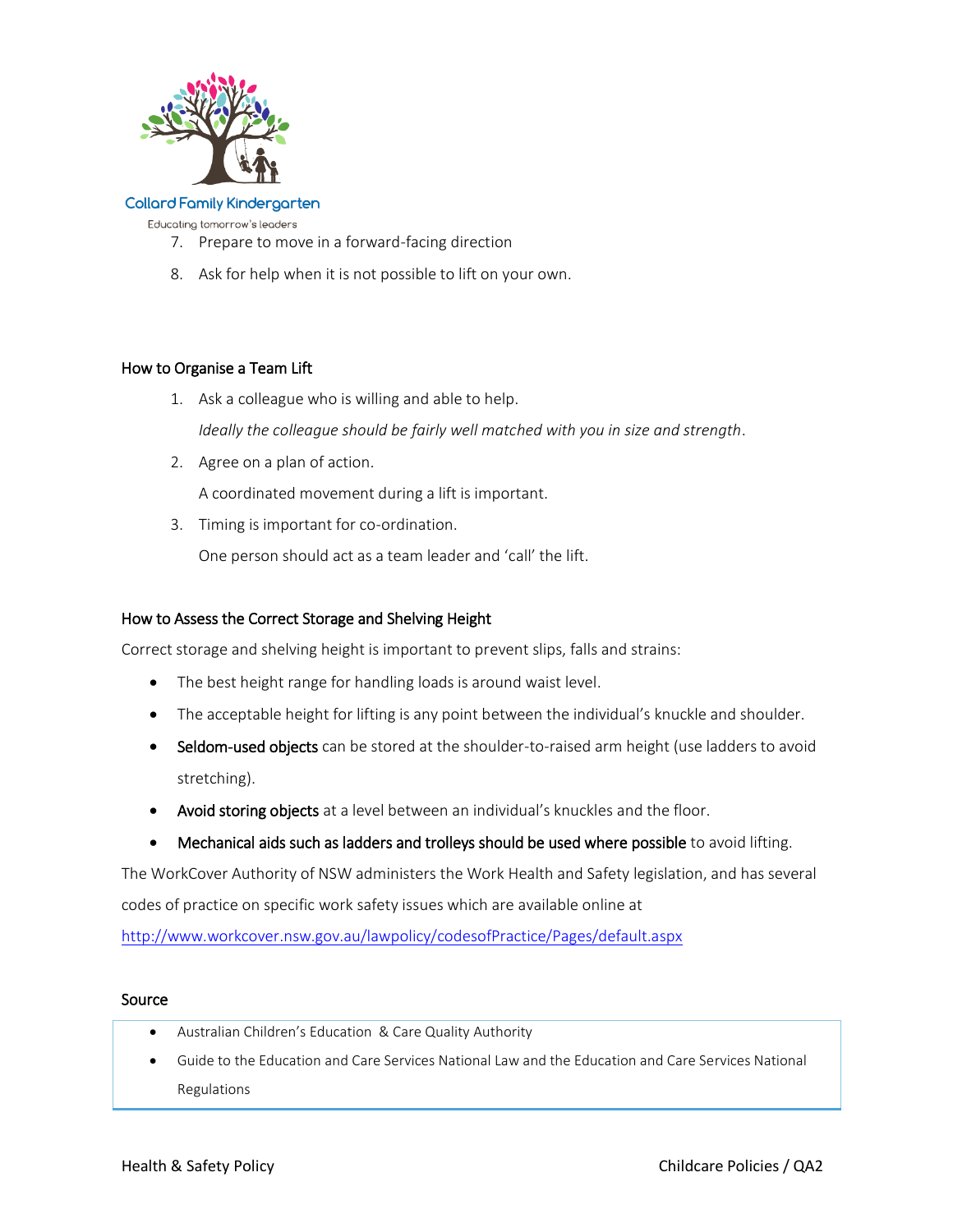7. Prepare to move in a forward-facing direction
8. Ask for help when it is not possible to lift on your own.

### How to Organise a Team Lift

1. Ask a colleague who is willing and able to help.

   *Ideally the colleague should be fairly well matched with you in size and strength*.

2. Agree on a plan of action.

   A coordinated movement during a lift is important.

3. Timing is important for co-ordination.

   One person should act as a team leader and 'call' the lift.

### How to Assess the Correct Storage and Shelving Height

Correct storage and shelving height is important to prevent slips, falls and strains:

- The best height range for handling loads is around waist level.
- The acceptable height for lifting is any point between the individual's knuckle and shoulder.
- Seldom-used objects can be stored at the shoulder-to-raised arm height (use ladders to avoid stretching).
- Avoid storing objects at a level between an individual's knuckles and the floor.
- Mechanical aids such as ladders and trolleys should be used where possible to avoid lifting.

The WorkCover Authority of NSW administers the Work Health and Safety legislation, and has several codes of practice on specific work safety issues which are available online at http://www.workcover.nsw.gov.au/lawpolicy/codesofPractice/Pages/default.aspx

### Source

- Australian Children's Education & Care Quality Authority
- Guide to the Education and Care Services National Law and the Education and Care Services National Regulations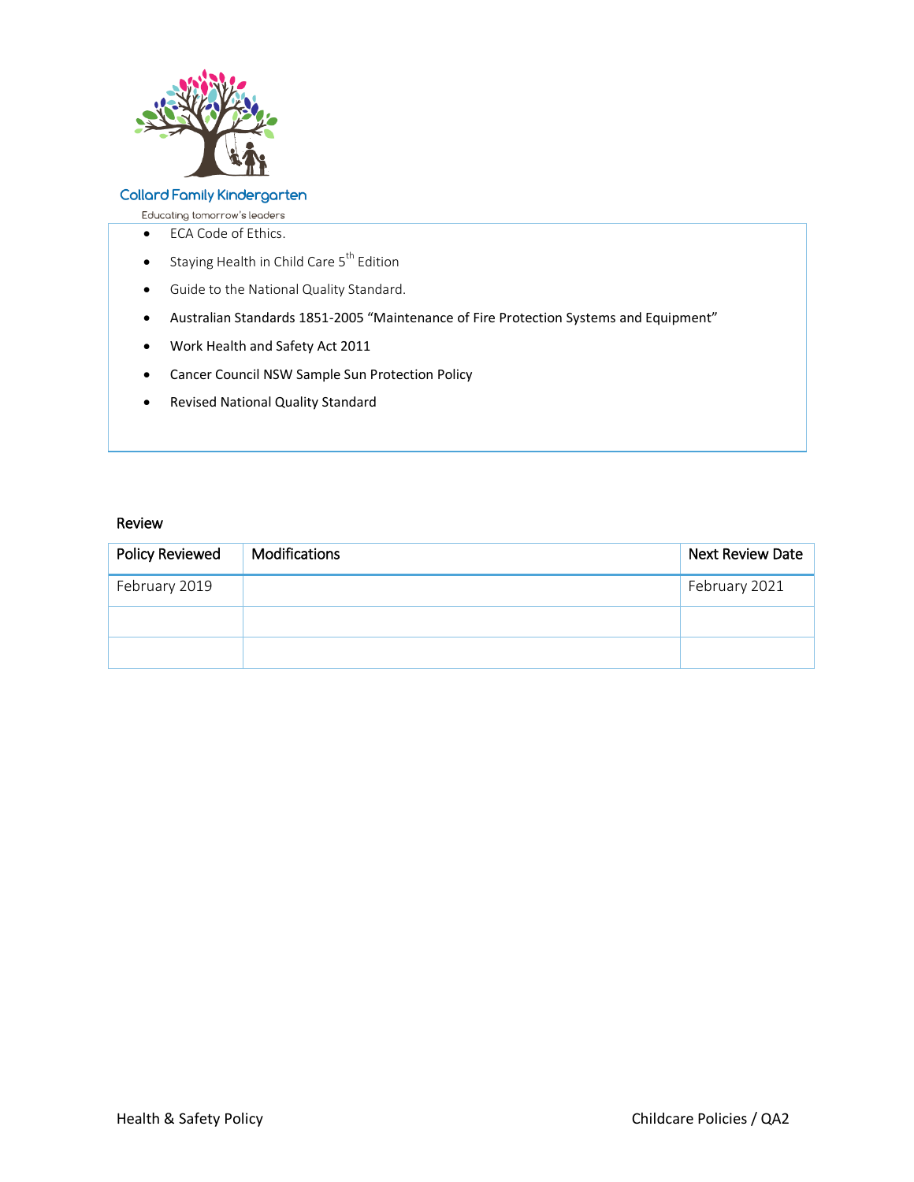- ECA Code of Ethics.
- Staying Health in Child Care 5th Edition
- Guide to the National Quality Standard.
- Australian Standards 1851-2005 "Maintenance of Fire Protection Systems and Equipment"
- Work Health and Safety Act 2011
- Cancer Council NSW Sample Sun Protection Policy
- Revised National Quality Standard

### Review

| Policy Reviewed | Modifications | Next Review Date |
|---|---|---|
| February 2019 | | February 2021 |
| | | |
| | | |